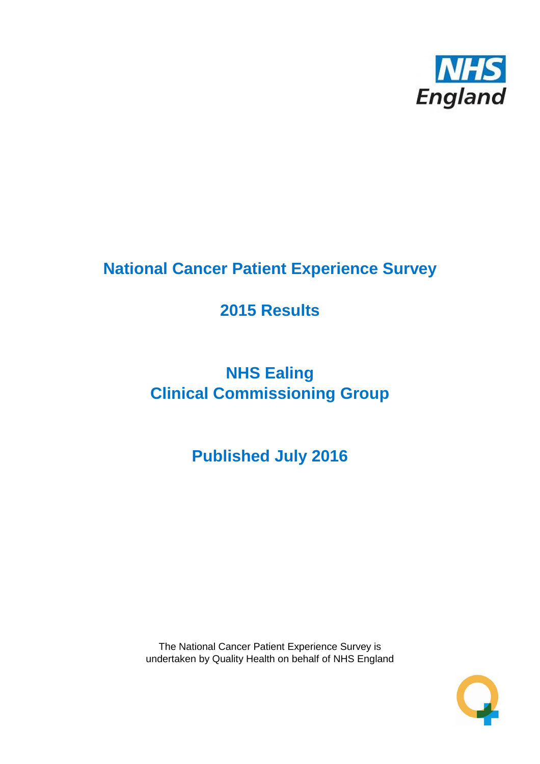# National Cancer Patient Experience Survey

## 2015 Results

## NHS Ealing
## Clinical Commissioning Group

## Published July 2016

The National Cancer Patient Experience Survey is undertaken by Quality Health on behalf of NHS England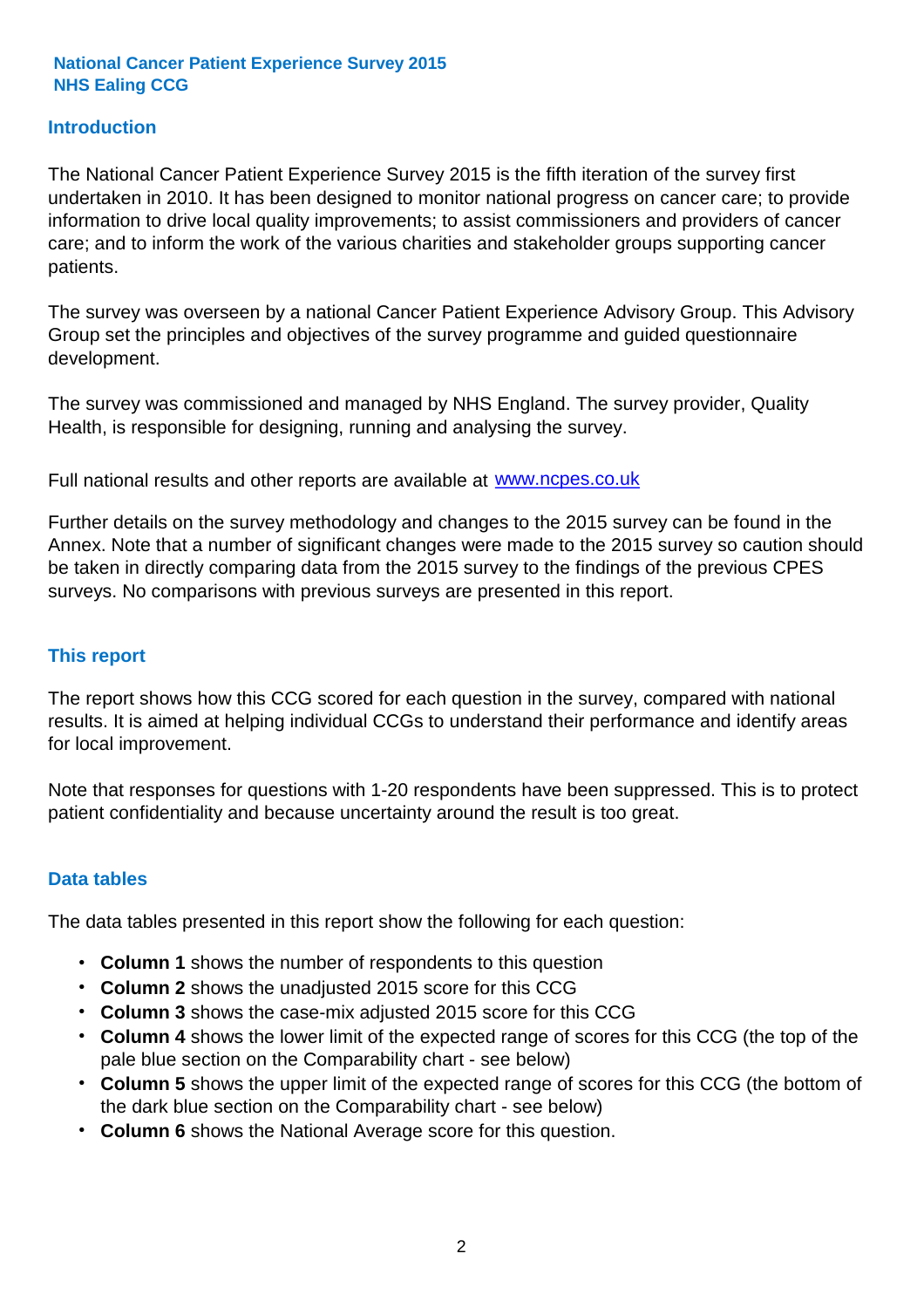**National Cancer Patient Experience Survey 2015**
**NHS Ealing CCG**

## Introduction

The National Cancer Patient Experience Survey 2015 is the fifth iteration of the survey first undertaken in 2010. It has been designed to monitor national progress on cancer care; to provide information to drive local quality improvements; to assist commissioners and providers of cancer care; and to inform the work of the various charities and stakeholder groups supporting cancer patients.

The survey was overseen by a national Cancer Patient Experience Advisory Group. This Advisory Group set the principles and objectives of the survey programme and guided questionnaire development.

The survey was commissioned and managed by NHS England. The survey provider, Quality Health, is responsible for designing, running and analysing the survey.

Full national results and other reports are available at www.ncpes.co.uk

Further details on the survey methodology and changes to the 2015 survey can be found in the Annex. Note that a number of significant changes were made to the 2015 survey so caution should be taken in directly comparing data from the 2015 survey to the findings of the previous CPES surveys. No comparisons with previous surveys are presented in this report.

## This report

The report shows how this CCG scored for each question in the survey, compared with national results. It is aimed at helping individual CCGs to understand their performance and identify areas for local improvement.

Note that responses for questions with 1-20 respondents have been suppressed. This is to protect patient confidentiality and because uncertainty around the result is too great.

## Data tables

The data tables presented in this report show the following for each question:

- **Column 1** shows the number of respondents to this question
- **Column 2** shows the unadjusted 2015 score for this CCG
- **Column 3** shows the case-mix adjusted 2015 score for this CCG
- **Column 4** shows the lower limit of the expected range of scores for this CCG (the top of the pale blue section on the Comparability chart - see below)
- **Column 5** shows the upper limit of the expected range of scores for this CCG (the bottom of the dark blue section on the Comparability chart - see below)
- **Column 6** shows the National Average score for this question.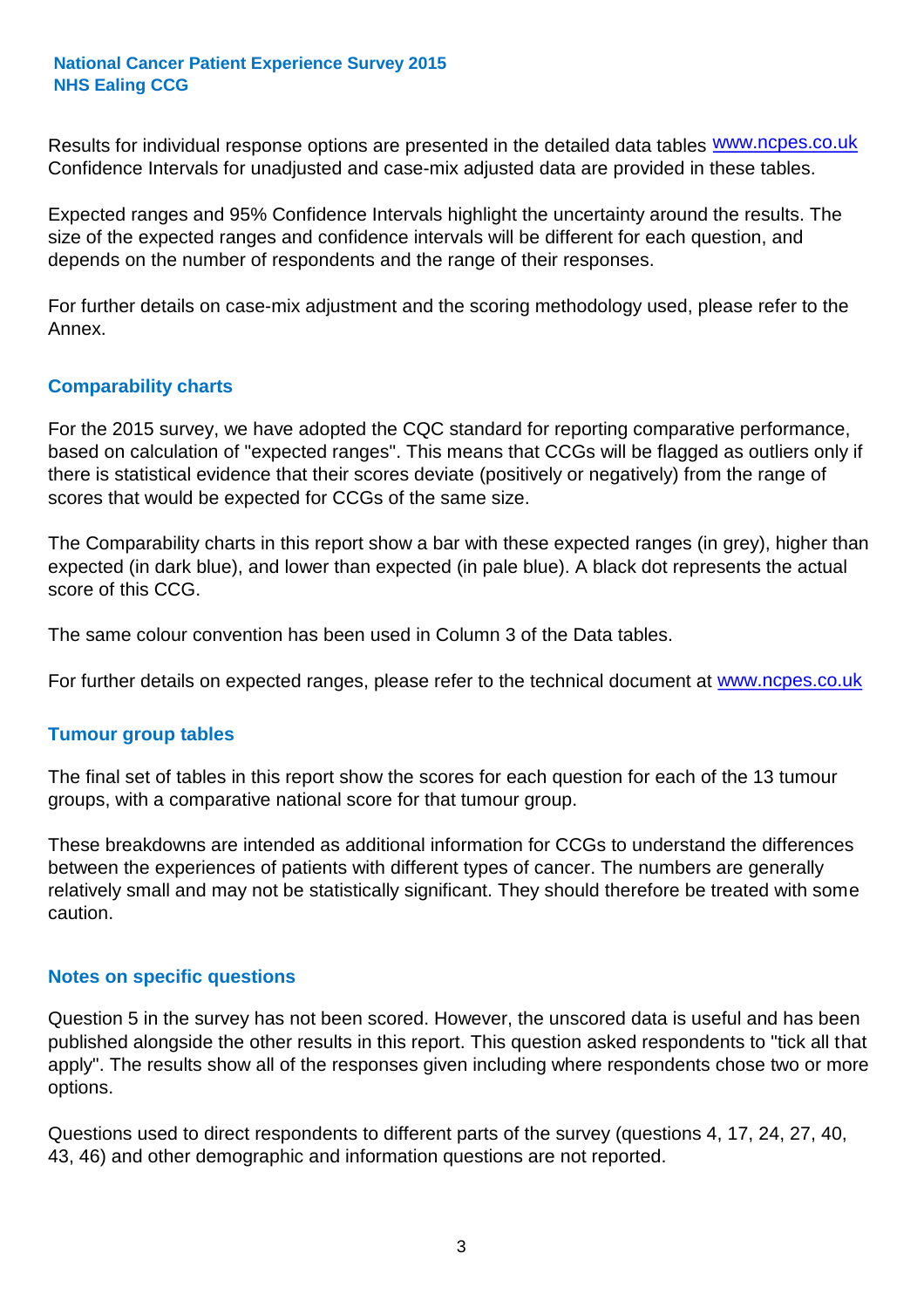Results for individual response options are presented in the detailed data tables www.ncpes.co.uk Confidence Intervals for unadjusted and case-mix adjusted data are provided in these tables.

Expected ranges and 95% Confidence Intervals highlight the uncertainty around the results. The size of the expected ranges and confidence intervals will be different for each question, and depends on the number of respondents and the range of their responses.

For further details on case-mix adjustment and the scoring methodology used, please refer to the Annex.

## Comparability charts

For the 2015 survey, we have adopted the CQC standard for reporting comparative performance, based on calculation of "expected ranges". This means that CCGs will be flagged as outliers only if there is statistical evidence that their scores deviate (positively or negatively) from the range of scores that would be expected for CCGs of the same size.

The Comparability charts in this report show a bar with these expected ranges (in grey), higher than expected (in dark blue), and lower than expected (in pale blue). A black dot represents the actual score of this CCG.

The same colour convention has been used in Column 3 of the Data tables.

For further details on expected ranges, please refer to the technical document at www.ncpes.co.uk

## Tumour group tables

The final set of tables in this report show the scores for each question for each of the 13 tumour groups, with a comparative national score for that tumour group.

These breakdowns are intended as additional information for CCGs to understand the differences between the experiences of patients with different types of cancer. The numbers are generally relatively small and may not be statistically significant. They should therefore be treated with some caution.

## Notes on specific questions

Question 5 in the survey has not been scored. However, the unscored data is useful and has been published alongside the other results in this report. This question asked respondents to "tick all that apply". The results show all of the responses given including where respondents chose two or more options.

Questions used to direct respondents to different parts of the survey (questions 4, 17, 24, 27, 40, 43, 46) and other demographic and information questions are not reported.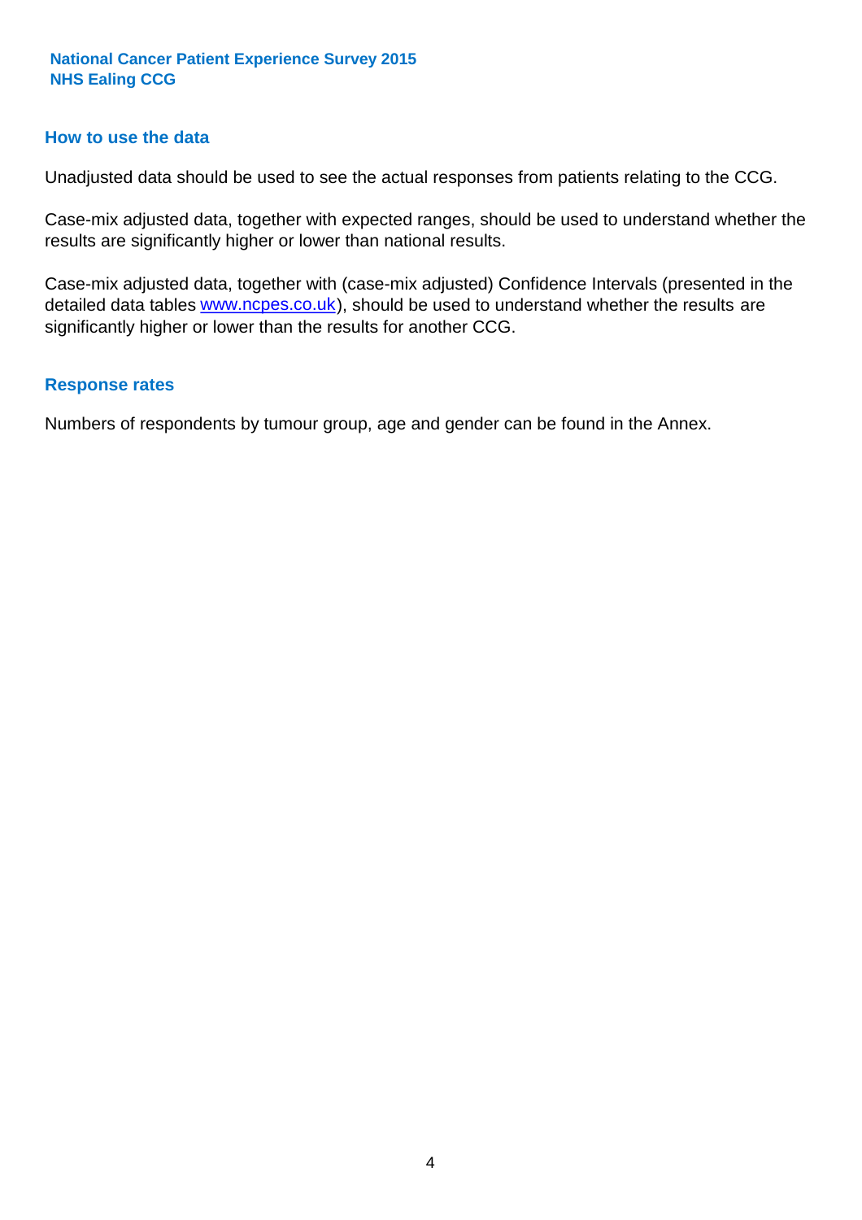## How to use the data

Unadjusted data should be used to see the actual responses from patients relating to the CCG.

Case-mix adjusted data, together with expected ranges, should be used to understand whether the results are significantly higher or lower than national results.

Case-mix adjusted data, together with (case-mix adjusted) Confidence Intervals (presented in the detailed data tables www.ncpes.co.uk), should be used to understand whether the results are significantly higher or lower than the results for another CCG.

## Response rates

Numbers of respondents by tumour group, age and gender can be found in the Annex.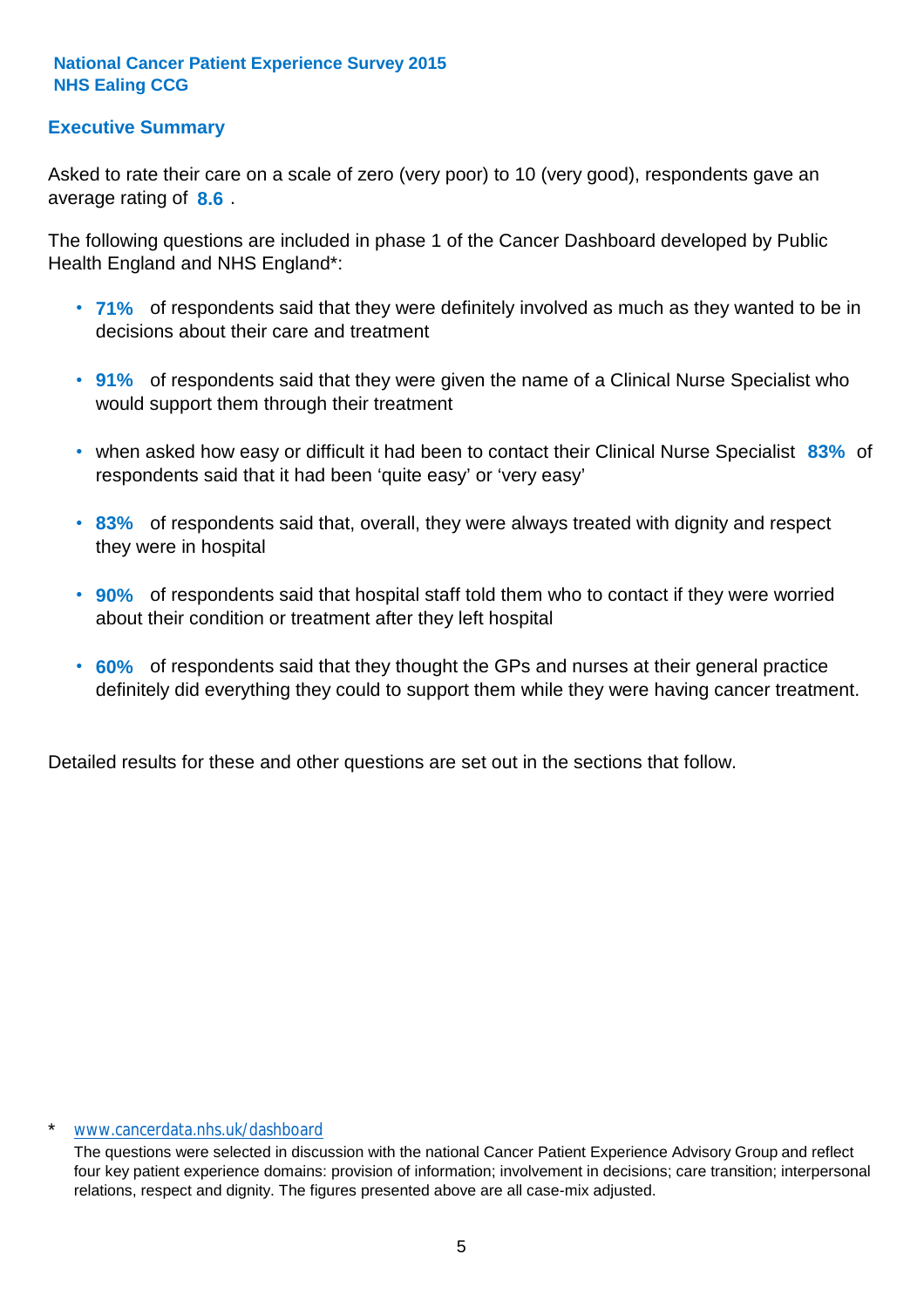**National Cancer Patient Experience Survey 2015**
**NHS Ealing CCG**

## Executive Summary

Asked to rate their care on a scale of zero (very poor) to 10 (very good), respondents gave an average rating of **8.6** .

The following questions are included in phase 1 of the Cancer Dashboard developed by Public Health England and NHS England*:

- **71%** of respondents said that they were definitely involved as much as they wanted to be in decisions about their care and treatment
- **91%** of respondents said that they were given the name of a Clinical Nurse Specialist who would support them through their treatment
- when asked how easy or difficult it had been to contact their Clinical Nurse Specialist **83%** of respondents said that it had been 'quite easy' or 'very easy'
- **83%** of respondents said that, overall, they were always treated with dignity and respect they were in hospital
- **90%** of respondents said that hospital staff told them who to contact if they were worried about their condition or treatment after they left hospital
- **60%** of respondents said that they thought the GPs and nurses at their general practice definitely did everything they could to support them while they were having cancer treatment.

Detailed results for these and other questions are set out in the sections that follow.

\* www.cancerdata.nhs.uk/dashboard

The questions were selected in discussion with the national Cancer Patient Experience Advisory Group and reflect four key patient experience domains: provision of information; involvement in decisions; care transition; interpersonal relations, respect and dignity. The figures presented above are all case-mix adjusted.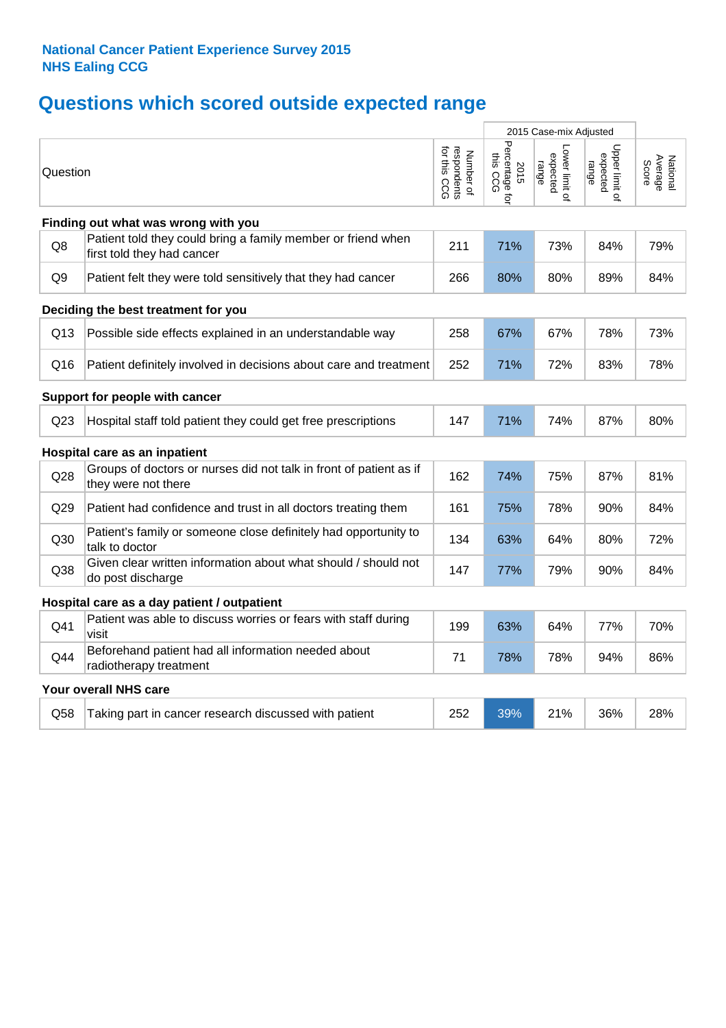**National Cancer Patient Experience Survey 2015**
**NHS Ealing CCG**

## Questions which scored outside expected range

| | Question | Number of respondents for this CCG | 2015 Case-mix Adjusted: 2015 Percentage for this CCG | Lower limit of expected range | Upper limit of expected range | National Average Score |
|---|---|---|---|---|---|---|
| **Finding out what was wrong with you** | | | | | | |
| Q8 | Patient told they could bring a family member or friend when first told they had cancer | 211 | 71% | 73% | 84% | 79% |
| Q9 | Patient felt they were told sensitively that they had cancer | 266 | 80% | 80% | 89% | 84% |
| **Deciding the best treatment for you** | | | | | | |
| Q13 | Possible side effects explained in an understandable way | 258 | 67% | 67% | 78% | 73% |
| Q16 | Patient definitely involved in decisions about care and treatment | 252 | 71% | 72% | 83% | 78% |
| **Support for people with cancer** | | | | | | |
| Q23 | Hospital staff told patient they could get free prescriptions | 147 | 71% | 74% | 87% | 80% |
| **Hospital care as an inpatient** | | | | | | |
| Q28 | Groups of doctors or nurses did not talk in front of patient as if they were not there | 162 | 74% | 75% | 87% | 81% |
| Q29 | Patient had confidence and trust in all doctors treating them | 161 | 75% | 78% | 90% | 84% |
| Q30 | Patient's family or someone close definitely had opportunity to talk to doctor | 134 | 63% | 64% | 80% | 72% |
| Q38 | Given clear written information about what should / should not do post discharge | 147 | 77% | 79% | 90% | 84% |
| **Hospital care as a day patient / outpatient** | | | | | | |
| Q41 | Patient was able to discuss worries or fears with staff during visit | 199 | 63% | 64% | 77% | 70% |
| Q44 | Beforehand patient had all information needed about radiotherapy treatment | 71 | 78% | 78% | 94% | 86% |
| **Your overall NHS care** | | | | | | |
| Q58 | Taking part in cancer research discussed with patient | 252 | 39% | 21% | 36% | 28% |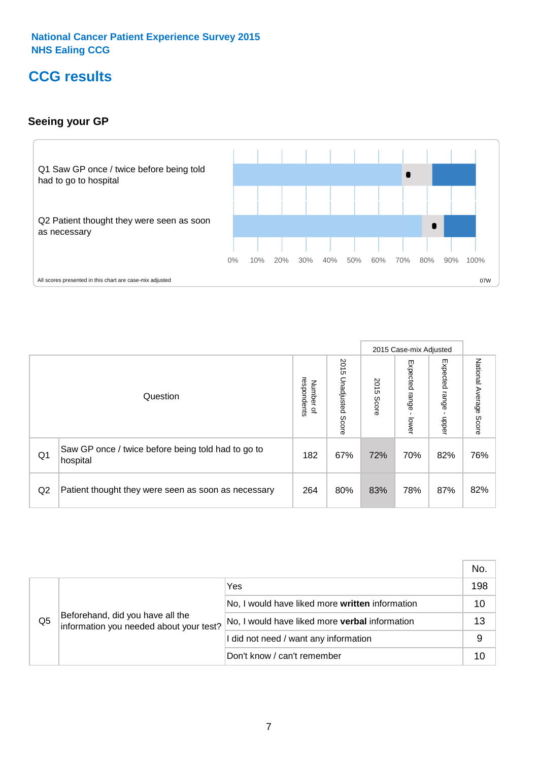National Cancer Patient Experience Survey 2015
NHS Ealing CCG

# CCG results

## Seeing your GP

Q1 Saw GP once / twice before being told had to go to hospital

Q2 Patient thought they were seen as soon as necessary

0% 10% 20% 30% 40% 50% 60% 70% 80% 90% 100%

All scores presented in this chart are case-mix adjusted

07W

| | Question | Number of respondents | 2015 Unadjusted Score | 2015 Case-mix Adjusted: 2015 Score | 2015 Case-mix Adjusted: Expected range - lower | 2015 Case-mix Adjusted: Expected range - upper | National Average Score |
|---|---|---|---|---|---|---|---|
| Q1 | Saw GP once / twice before being told had to go to hospital | 182 | 67% | 72% | 70% | 82% | 76% |
| Q2 | Patient thought they were seen as soon as necessary | 264 | 80% | 83% | 78% | 87% | 82% |

| | | | No. |
|---|---|---|---|
| Q5 | Beforehand, did you have all the information you needed about your test? | Yes | 198 |
| | | No, I would have liked more **written** information | 10 |
| | | No, I would have liked more **verbal** information | 13 |
| | | I did not need / want any information | 9 |
| | | Don't know / can't remember | 10 |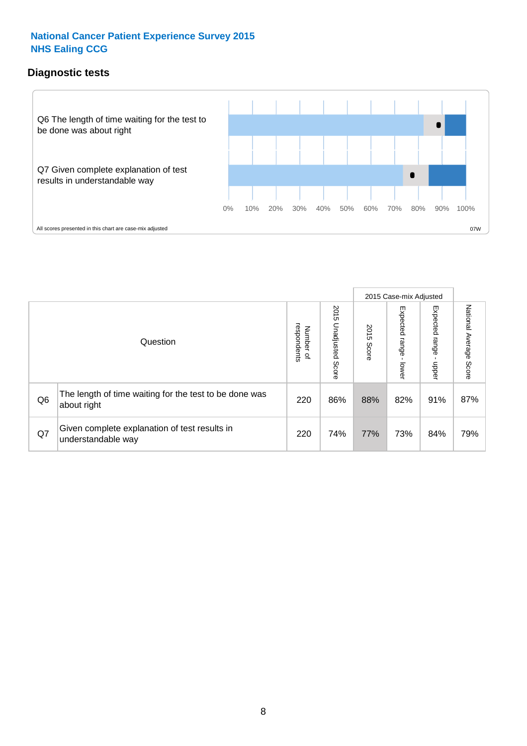**National Cancer Patient Experience Survey 2015**
**NHS Ealing CCG**

## Diagnostic tests

Q6 The length of time waiting for the test to be done was about right

Q7 Given complete explanation of test results in understandable way

0% 10% 20% 30% 40% 50% 60% 70% 80% 90% 100%

All scores presented in this chart are case-mix adjusted

07W

| | Question | Number of respondents | 2015 Unadjusted Score | 2015 Case-mix Adjusted: 2015 Score | 2015 Case-mix Adjusted: Expected range - lower | 2015 Case-mix Adjusted: Expected range - upper | National Average Score |
|---|---|---|---|---|---|---|---|
| Q6 | The length of time waiting for the test to be done was about right | 220 | 86% | 88% | 82% | 91% | 87% |
| Q7 | Given complete explanation of test results in understandable way | 220 | 74% | 77% | 73% | 84% | 79% |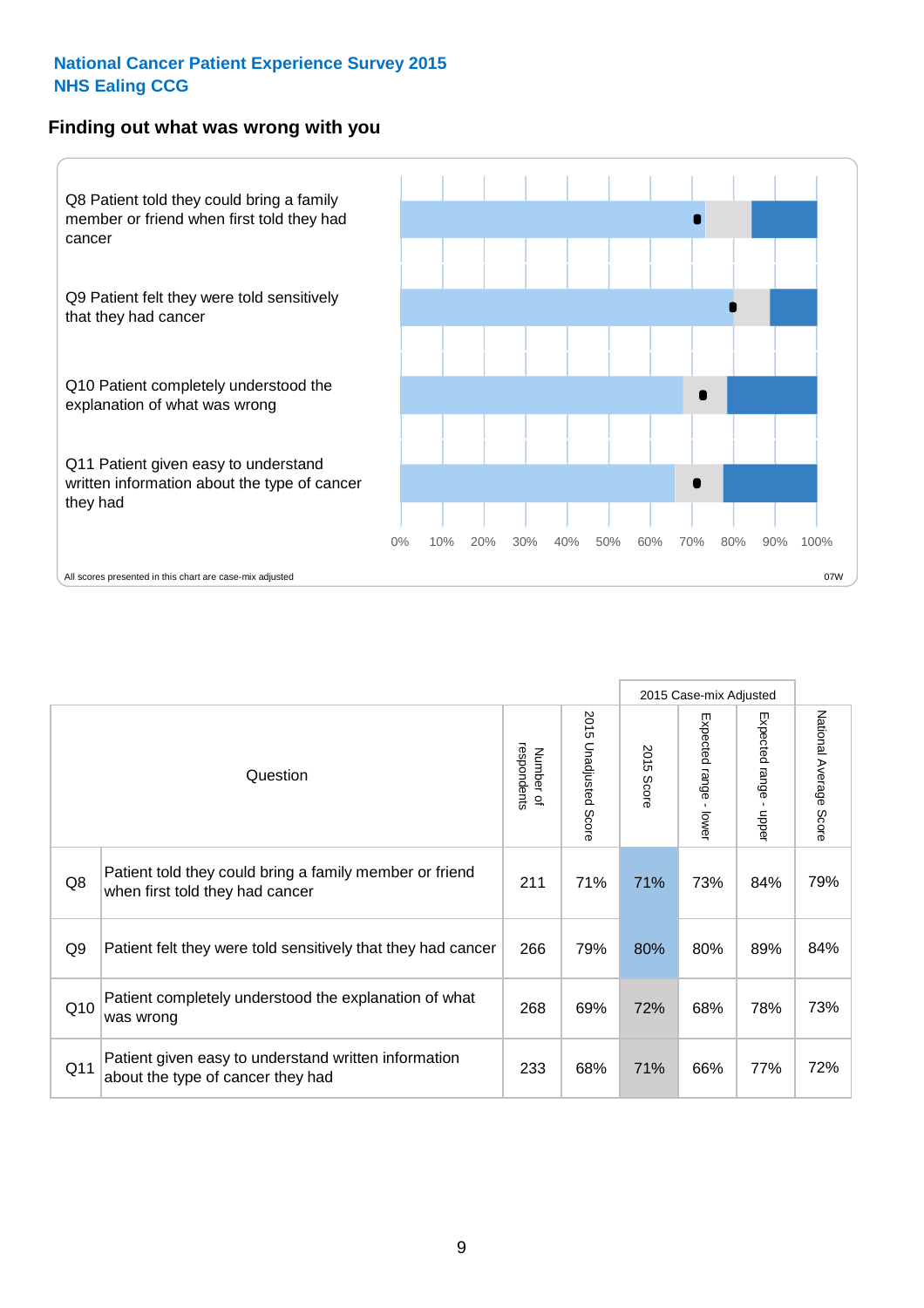National Cancer Patient Experience Survey 2015
NHS Ealing CCG

## Finding out what was wrong with you

Q8 Patient told they could bring a family member or friend when first told they had cancer

Q9 Patient felt they were told sensitively that they had cancer

Q10 Patient completely understood the explanation of what was wrong

Q11 Patient given easy to understand written information about the type of cancer they had

0% 10% 20% 30% 40% 50% 60% 70% 80% 90% 100%

All scores presented in this chart are case-mix adjusted

07W

| | Question | Number of respondents | 2015 Unadjusted Score | 2015 Case-mix Adjusted | | | National Average Score |
|---|---|---|---|---|---|---|---|
| | | | | 2015 Score | Expected range - lower | Expected range - upper | |
| Q8 | Patient told they could bring a family member or friend when first told they had cancer | 211 | 71% | 71% | 73% | 84% | 79% |
| Q9 | Patient felt they were told sensitively that they had cancer | 266 | 79% | 80% | 80% | 89% | 84% |
| Q10 | Patient completely understood the explanation of what was wrong | 268 | 69% | 72% | 68% | 78% | 73% |
| Q11 | Patient given easy to understand written information about the type of cancer they had | 233 | 68% | 71% | 66% | 77% | 72% |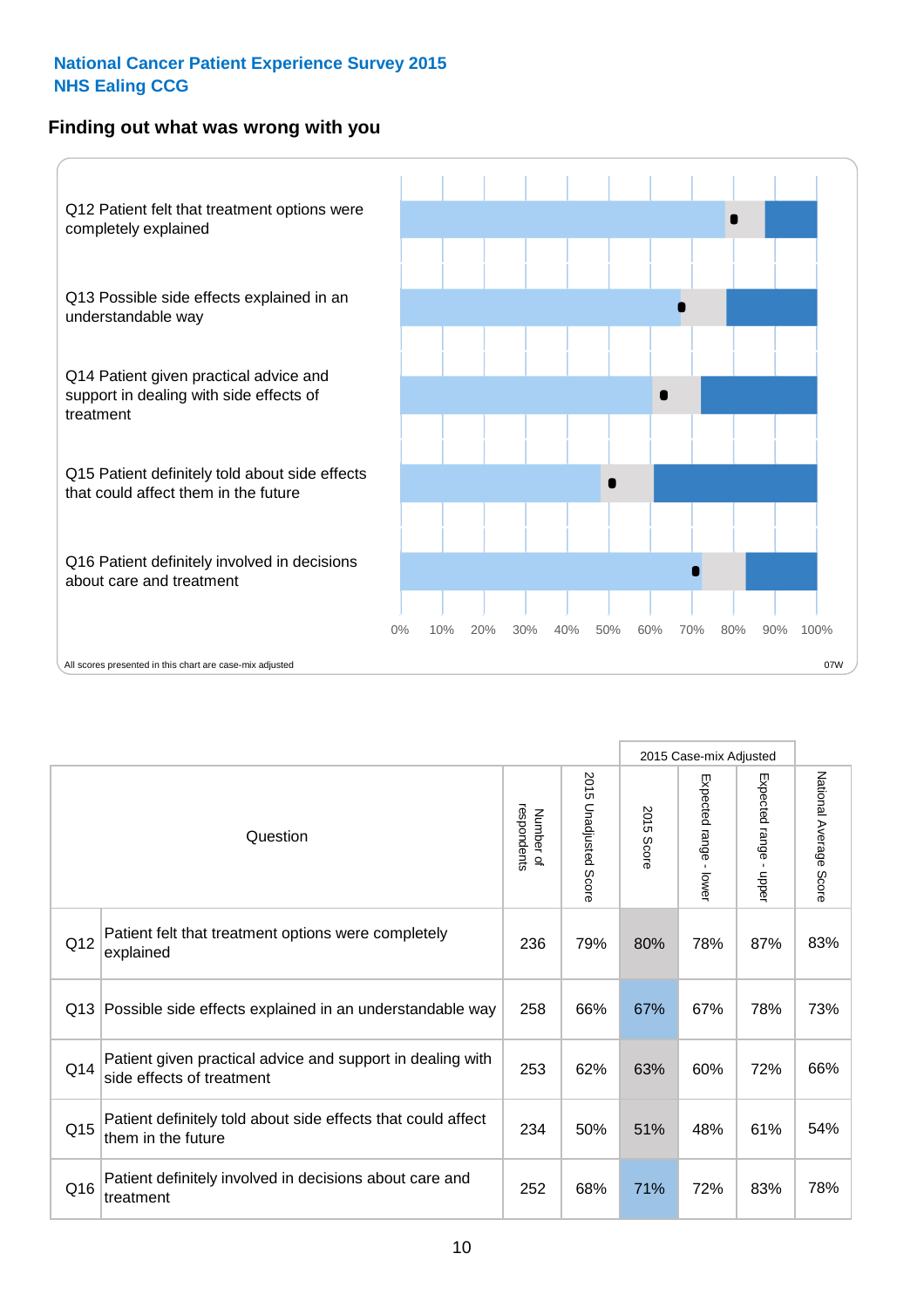# National Cancer Patient Experience Survey 2015
# NHS Ealing CCG

## Finding out what was wrong with you

Q12 Patient felt that treatment options were completely explained

Q13 Possible side effects explained in an understandable way

Q14 Patient given practical advice and support in dealing with side effects of treatment

Q15 Patient definitely told about side effects that could affect them in the future

Q16 Patient definitely involved in decisions about care and treatment

0% 10% 20% 30% 40% 50% 60% 70% 80% 90% 100%

All scores presented in this chart are case-mix adjusted

07W

| Question | | Number of respondents | 2015 Unadjusted Score | 2015 Case-mix Adjusted: 2015 Score | 2015 Case-mix Adjusted: Expected range - lower | 2015 Case-mix Adjusted: Expected range - upper | National Average Score |
|---|---|---|---|---|---|---|---|
| Q12 | Patient felt that treatment options were completely explained | 236 | 79% | 80% | 78% | 87% | 83% |
| Q13 | Possible side effects explained in an understandable way | 258 | 66% | 67% | 67% | 78% | 73% |
| Q14 | Patient given practical advice and support in dealing with side effects of treatment | 253 | 62% | 63% | 60% | 72% | 66% |
| Q15 | Patient definitely told about side effects that could affect them in the future | 234 | 50% | 51% | 48% | 61% | 54% |
| Q16 | Patient definitely involved in decisions about care and treatment | 252 | 68% | 71% | 72% | 83% | 78% |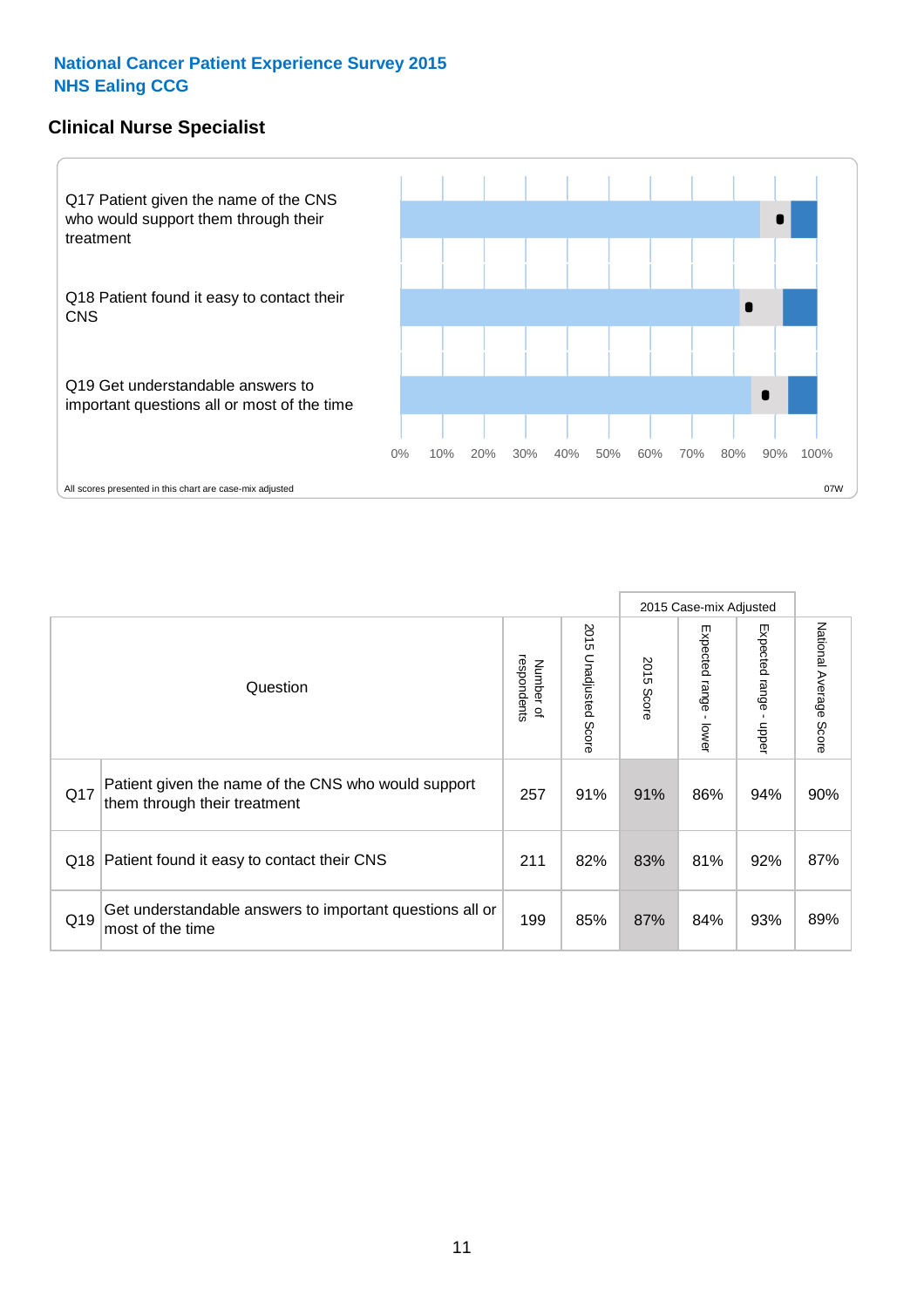**National Cancer Patient Experience Survey 2015**
**NHS Ealing CCG**

## Clinical Nurse Specialist

Q17 Patient given the name of the CNS who would support them through their treatment

Q18 Patient found it easy to contact their CNS

Q19 Get understandable answers to important questions all or most of the time

0% 10% 20% 30% 40% 50% 60% 70% 80% 90% 100%

All scores presented in this chart are case-mix adjusted

07W

| | Question | Number of respondents | 2015 Unadjusted Score | 2015 Case-mix Adjusted: 2015 Score | 2015 Case-mix Adjusted: Expected range - lower | 2015 Case-mix Adjusted: Expected range - upper | National Average Score |
|---|---|---|---|---|---|---|---|
| Q17 | Patient given the name of the CNS who would support them through their treatment | 257 | 91% | 91% | 86% | 94% | 90% |
| Q18 | Patient found it easy to contact their CNS | 211 | 82% | 83% | 81% | 92% | 87% |
| Q19 | Get understandable answers to important questions all or most of the time | 199 | 85% | 87% | 84% | 93% | 89% |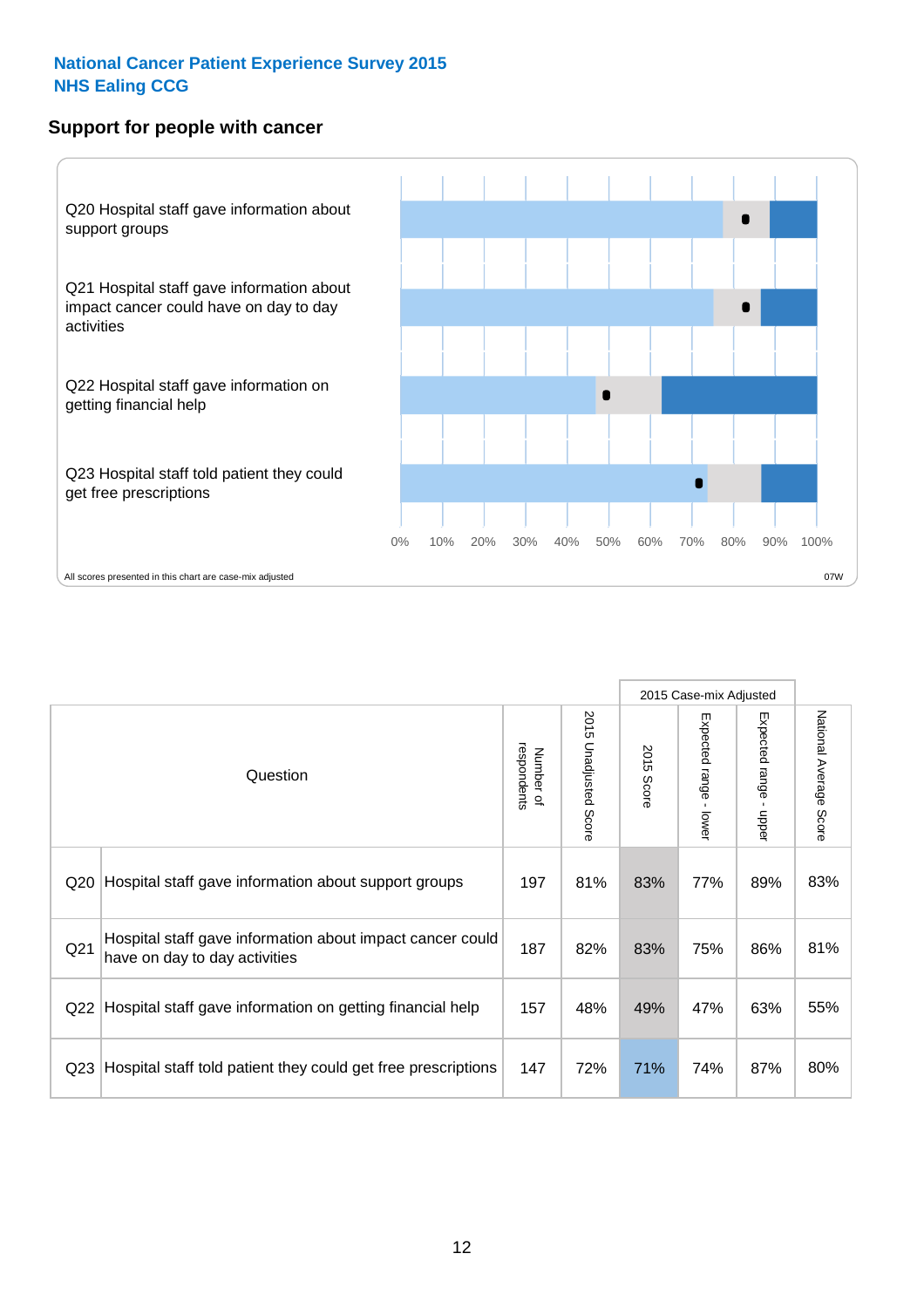**National Cancer Patient Experience Survey 2015**
**NHS Ealing CCG**

## Support for people with cancer

Q20 Hospital staff gave information about support groups

Q21 Hospital staff gave information about impact cancer could have on day to day activities

Q22 Hospital staff gave information on getting financial help

Q23 Hospital staff told patient they could get free prescriptions

0% 10% 20% 30% 40% 50% 60% 70% 80% 90% 100%

All scores presented in this chart are case-mix adjusted

07W

| Question | | Number of respondents | 2015 Unadjusted Score | 2015 Case-mix Adjusted | | | National Average Score |
|---|---|---|---|---|---|---|---|
| | | | | 2015 Score | Expected range - lower | Expected range - upper | |
| Q20 | Hospital staff gave information about support groups | 197 | 81% | 83% | 77% | 89% | 83% |
| Q21 | Hospital staff gave information about impact cancer could have on day to day activities | 187 | 82% | 83% | 75% | 86% | 81% |
| Q22 | Hospital staff gave information on getting financial help | 157 | 48% | 49% | 47% | 63% | 55% |
| Q23 | Hospital staff told patient they could get free prescriptions | 147 | 72% | 71% | 74% | 87% | 80% |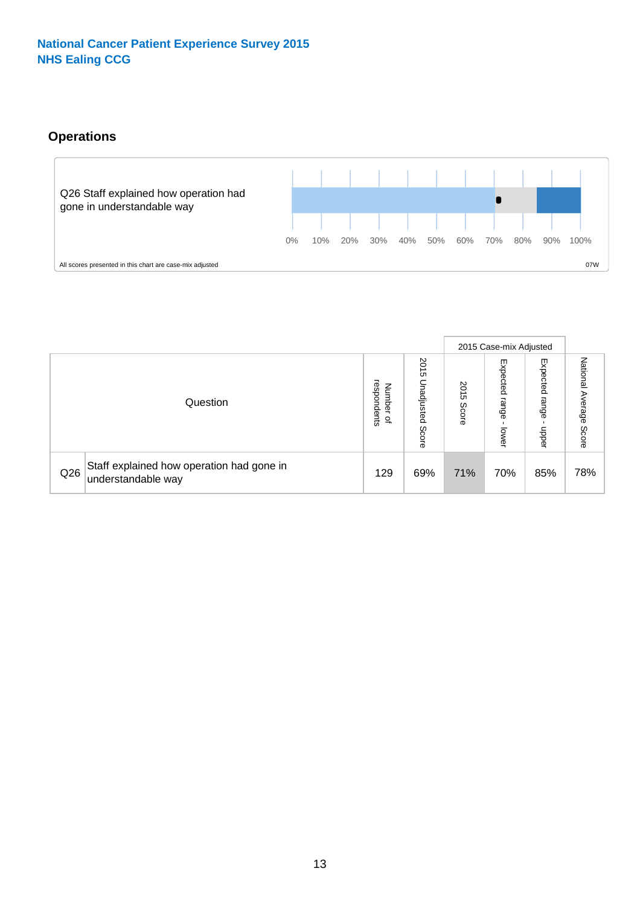**National Cancer Patient Experience Survey 2015**
**NHS Ealing CCG**

## Operations

Q26 Staff explained how operation had gone in understandable way

0% 10% 20% 30% 40% 50% 60% 70% 80% 90% 100%

All scores presented in this chart are case-mix adjusted

07W

| Question | | Number of respondents | 2015 Unadjusted Score | 2015 Case-mix Adjusted | | | National Average Score |
|---|---|---|---|---|---|---|---|
| | | | | 2015 Score | Expected range - lower | Expected range - upper | |
| Q26 | Staff explained how operation had gone in understandable way | 129 | 69% | 71% | 70% | 85% | 78% |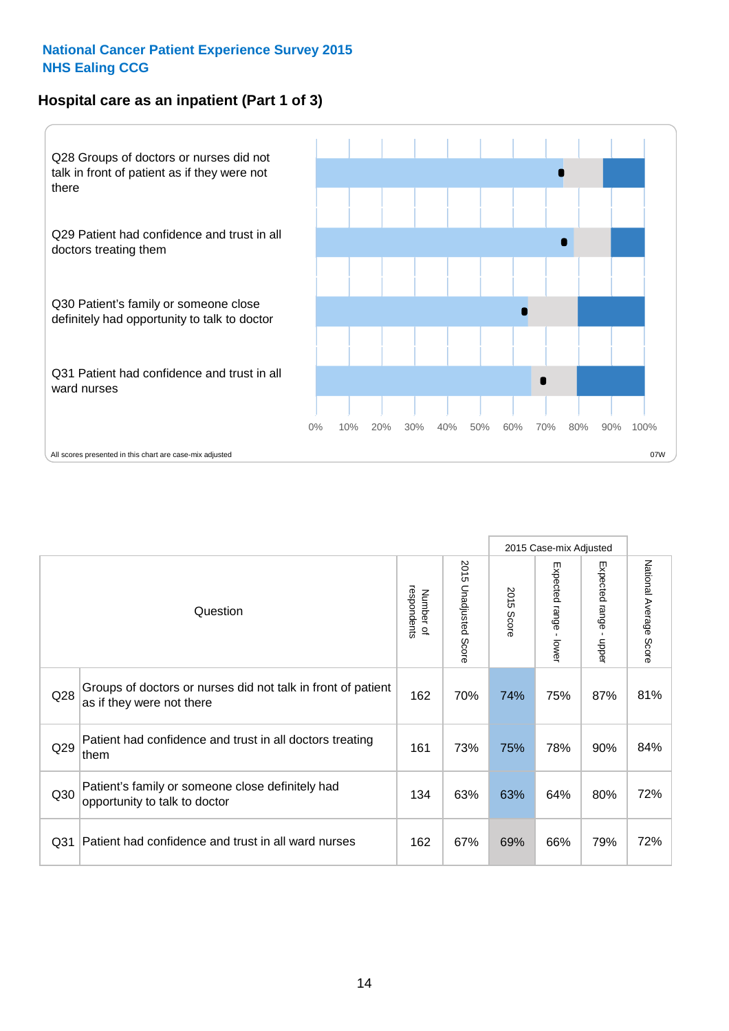National Cancer Patient Experience Survey 2015
NHS Ealing CCG

## Hospital care as an inpatient (Part 1 of 3)

Q28 Groups of doctors or nurses did not talk in front of patient as if they were not there

Q29 Patient had confidence and trust in all doctors treating them

Q30 Patient's family or someone close definitely had opportunity to talk to doctor

Q31 Patient had confidence and trust in all ward nurses

0% 10% 20% 30% 40% 50% 60% 70% 80% 90% 100%

All scores presented in this chart are case-mix adjusted

07W

| Question | | Number of respondents | 2015 Unadjusted Score | 2015 Case-mix Adjusted 2015 Score | 2015 Case-mix Adjusted Expected range - lower | 2015 Case-mix Adjusted Expected range - upper | National Average Score |
|---|---|---|---|---|---|---|---|
| Q28 | Groups of doctors or nurses did not talk in front of patient as if they were not there | 162 | 70% | 74% | 75% | 87% | 81% |
| Q29 | Patient had confidence and trust in all doctors treating them | 161 | 73% | 75% | 78% | 90% | 84% |
| Q30 | Patient's family or someone close definitely had opportunity to talk to doctor | 134 | 63% | 63% | 64% | 80% | 72% |
| Q31 | Patient had confidence and trust in all ward nurses | 162 | 67% | 69% | 66% | 79% | 72% |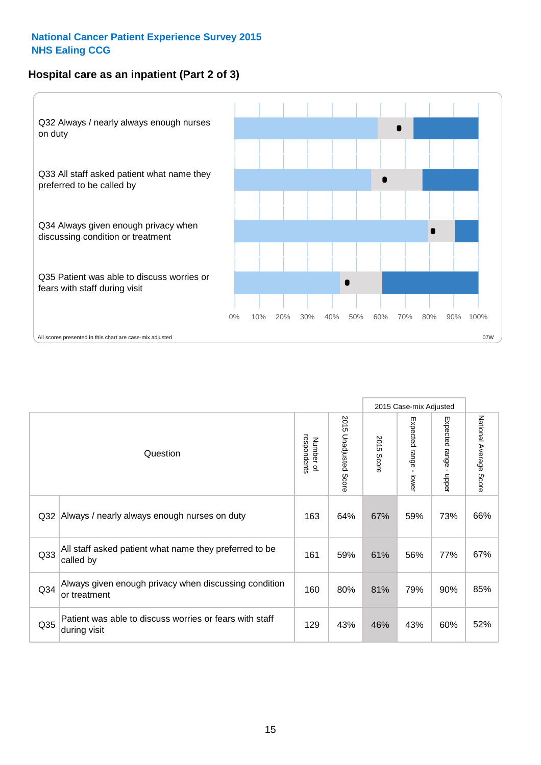National Cancer Patient Experience Survey 2015
NHS Ealing CCG

## Hospital care as an inpatient (Part 2 of 3)

Q32 Always / nearly always enough nurses on duty

Q33 All staff asked patient what name they preferred to be called by

Q34 Always given enough privacy when discussing condition or treatment

Q35 Patient was able to discuss worries or fears with staff during visit

0% 10% 20% 30% 40% 50% 60% 70% 80% 90% 100%

All scores presented in this chart are case-mix adjusted

07W

| Question | | Number of respondents | 2015 Unadjusted Score | 2015 Case-mix Adjusted: 2015 Score | 2015 Case-mix Adjusted: Expected range - lower | 2015 Case-mix Adjusted: Expected range - upper | National Average Score |
|---|---|---|---|---|---|---|---|
| Q32 | Always / nearly always enough nurses on duty | 163 | 64% | 67% | 59% | 73% | 66% |
| Q33 | All staff asked patient what name they preferred to be called by | 161 | 59% | 61% | 56% | 77% | 67% |
| Q34 | Always given enough privacy when discussing condition or treatment | 160 | 80% | 81% | 79% | 90% | 85% |
| Q35 | Patient was able to discuss worries or fears with staff during visit | 129 | 43% | 46% | 43% | 60% | 52% |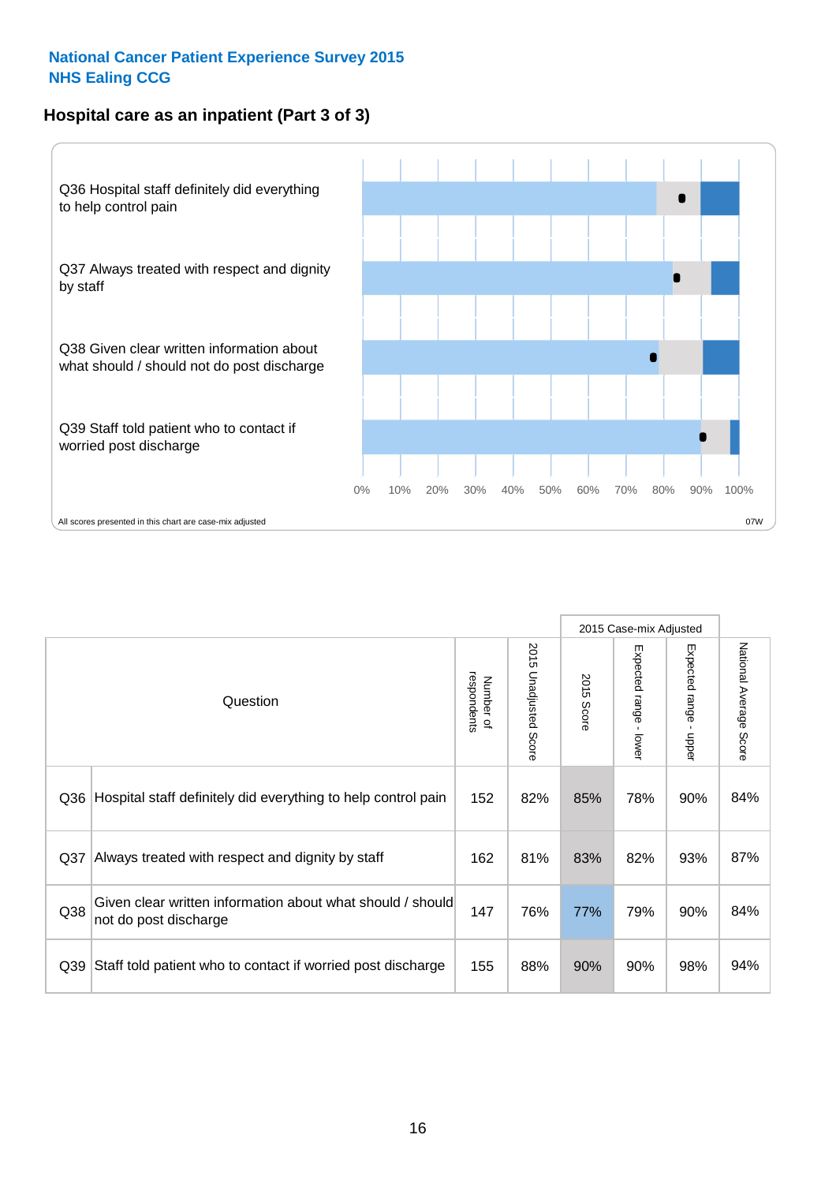National Cancer Patient Experience Survey 2015
NHS Ealing CCG

## Hospital care as an inpatient (Part 3 of 3)

Q36 Hospital staff definitely did everything to help control pain

Q37 Always treated with respect and dignity by staff

Q38 Given clear written information about what should / should not do post discharge

Q39 Staff told patient who to contact if worried post discharge

0% 10% 20% 30% 40% 50% 60% 70% 80% 90% 100%

All scores presented in this chart are case-mix adjusted

07W

| | Question | Number of respondents | 2015 Unadjusted Score | 2015 Case-mix Adjusted: 2015 Score | 2015 Case-mix Adjusted: Expected range - lower | 2015 Case-mix Adjusted: Expected range - upper | National Average Score |
|---|---|---|---|---|---|---|---|
| Q36 | Hospital staff definitely did everything to help control pain | 152 | 82% | 85% | 78% | 90% | 84% |
| Q37 | Always treated with respect and dignity by staff | 162 | 81% | 83% | 82% | 93% | 87% |
| Q38 | Given clear written information about what should / should not do post discharge | 147 | 76% | 77% | 79% | 90% | 84% |
| Q39 | Staff told patient who to contact if worried post discharge | 155 | 88% | 90% | 90% | 98% | 94% |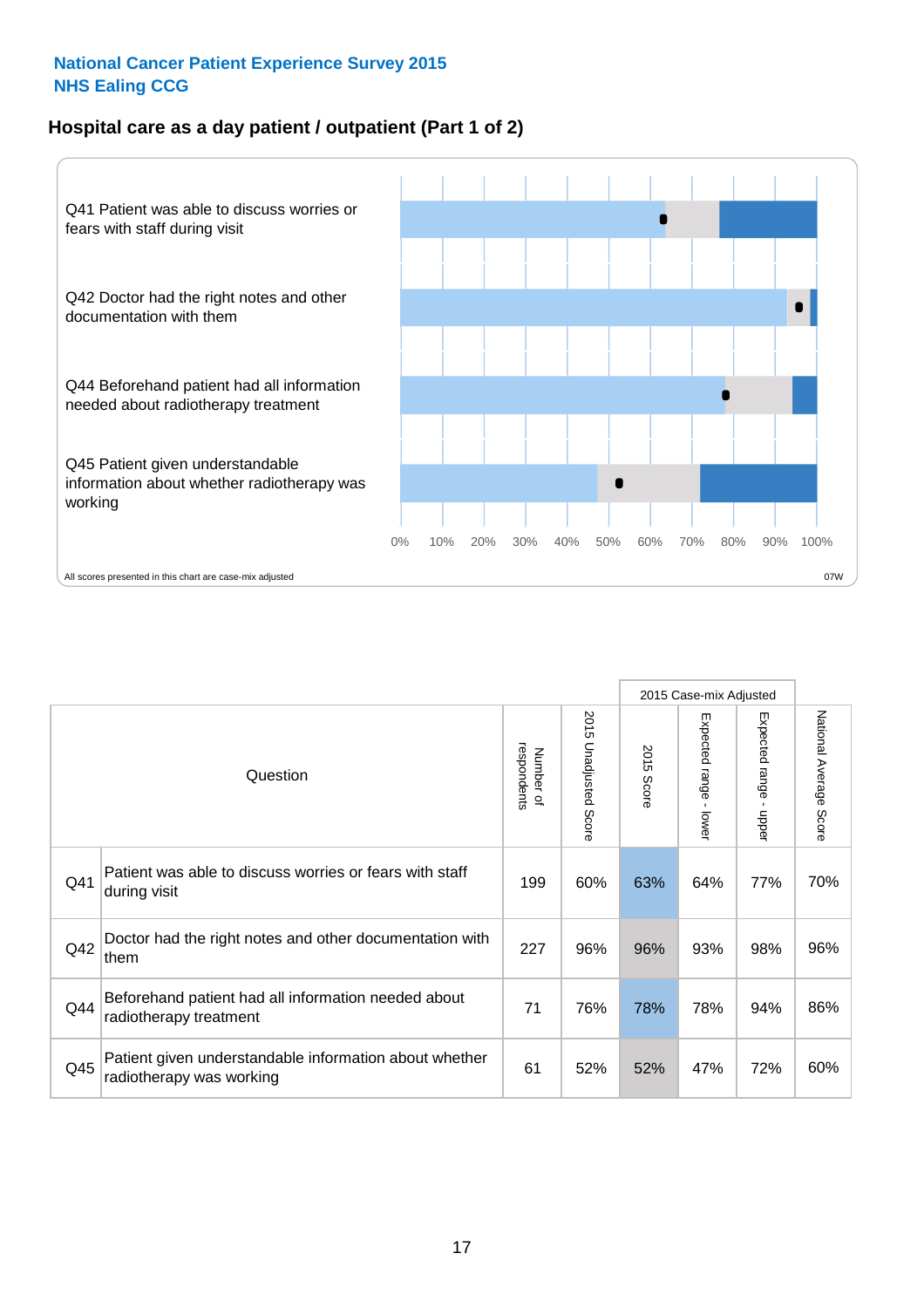**National Cancer Patient Experience Survey 2015**
**NHS Ealing CCG**

## Hospital care as a day patient / outpatient (Part 1 of 2)

Q41 Patient was able to discuss worries or fears with staff during visit

Q42 Doctor had the right notes and other documentation with them

Q44 Beforehand patient had all information needed about radiotherapy treatment

Q45 Patient given understandable information about whether radiotherapy was working

0% 10% 20% 30% 40% 50% 60% 70% 80% 90% 100%

All scores presented in this chart are case-mix adjusted

07W

| Question | | Number of respondents | 2015 Unadjusted Score | 2015 Case-mix Adjusted | | | National Average Score |
|---|---|---|---|---|---|---|---|
| | | | | 2015 Score | Expected range - lower | Expected range - upper | |
| Q41 | Patient was able to discuss worries or fears with staff during visit | 199 | 60% | 63% | 64% | 77% | 70% |
| Q42 | Doctor had the right notes and other documentation with them | 227 | 96% | 96% | 93% | 98% | 96% |
| Q44 | Beforehand patient had all information needed about radiotherapy treatment | 71 | 76% | 78% | 78% | 94% | 86% |
| Q45 | Patient given understandable information about whether radiotherapy was working | 61 | 52% | 52% | 47% | 72% | 60% |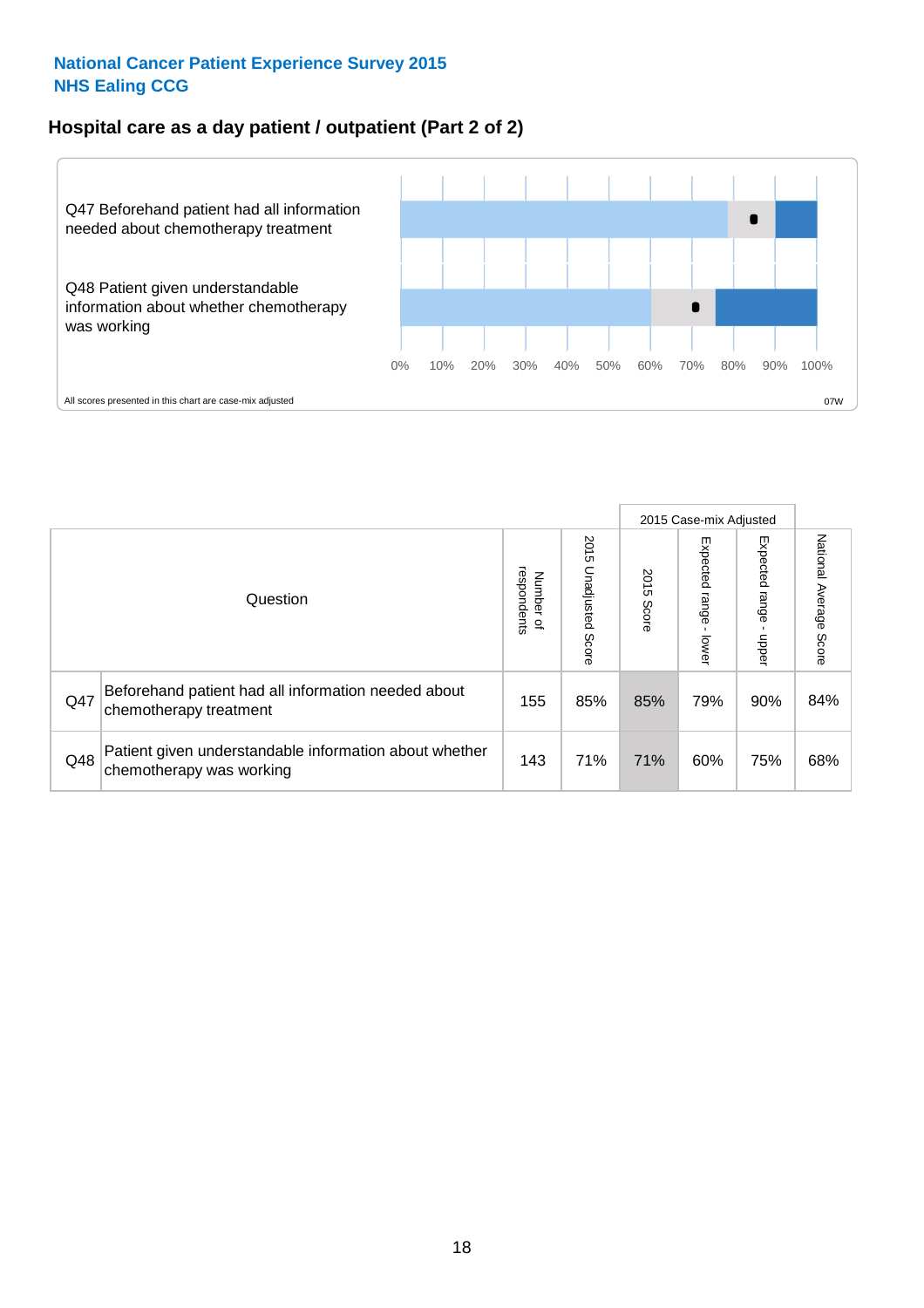**National Cancer Patient Experience Survey 2015**
**NHS Ealing CCG**

## Hospital care as a day patient / outpatient (Part 2 of 2)

Q47 Beforehand patient had all information needed about chemotherapy treatment

Q48 Patient given understandable information about whether chemotherapy was working

0% 10% 20% 30% 40% 50% 60% 70% 80% 90% 100%

All scores presented in this chart are case-mix adjusted

07W

| Question | | Number of respondents | 2015 Unadjusted Score | 2015 Case-mix Adjusted: 2015 Score | 2015 Case-mix Adjusted: Expected range - lower | 2015 Case-mix Adjusted: Expected range - upper | National Average Score |
|---|---|---|---|---|---|---|---|
| Q47 | Beforehand patient had all information needed about chemotherapy treatment | 155 | 85% | 85% | 79% | 90% | 84% |
| Q48 | Patient given understandable information about whether chemotherapy was working | 143 | 71% | 71% | 60% | 75% | 68% |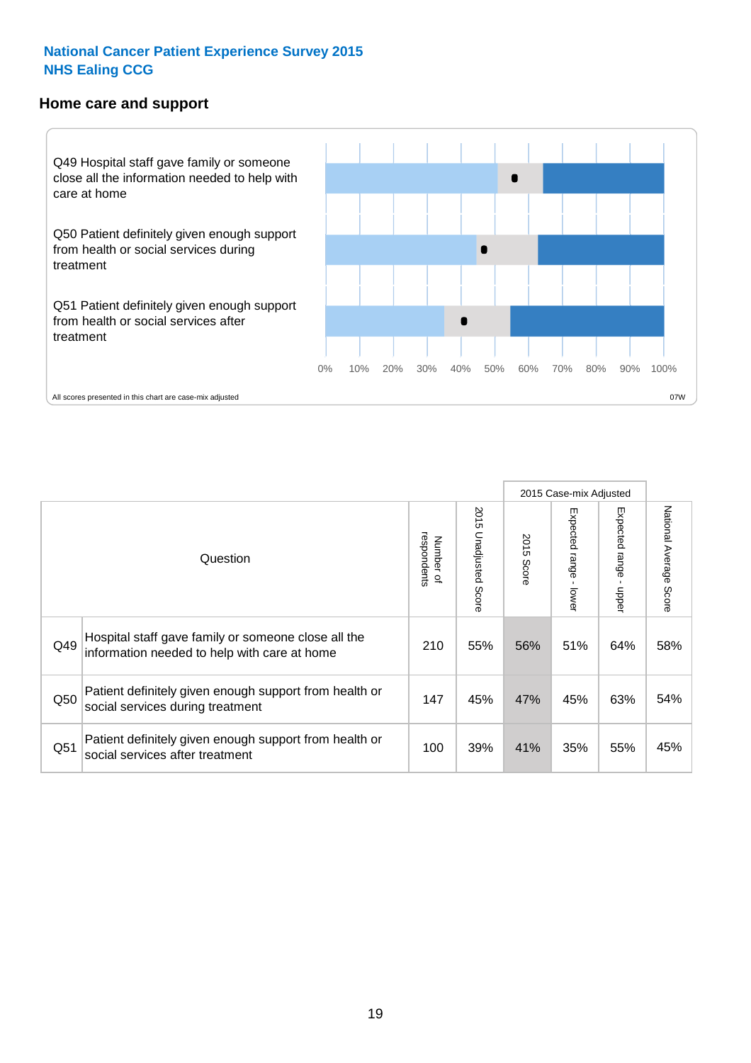National Cancer Patient Experience Survey 2015
NHS Ealing CCG

## Home care and support

Q49 Hospital staff gave family or someone close all the information needed to help with care at home

Q50 Patient definitely given enough support from health or social services during treatment

Q51 Patient definitely given enough support from health or social services after treatment

0% 10% 20% 30% 40% 50% 60% 70% 80% 90% 100%

All scores presented in this chart are case-mix adjusted

07W

| | Question | Number of respondents | 2015 Unadjusted Score | 2015 Case-mix Adjusted | | | National Average Score |
|---|---|---|---|---|---|---|---|
| | | | | 2015 Score | Expected range - lower | Expected range - upper | |
| Q49 | Hospital staff gave family or someone close all the information needed to help with care at home | 210 | 55% | 56% | 51% | 64% | 58% |
| Q50 | Patient definitely given enough support from health or social services during treatment | 147 | 45% | 47% | 45% | 63% | 54% |
| Q51 | Patient definitely given enough support from health or social services after treatment | 100 | 39% | 41% | 35% | 55% | 45% |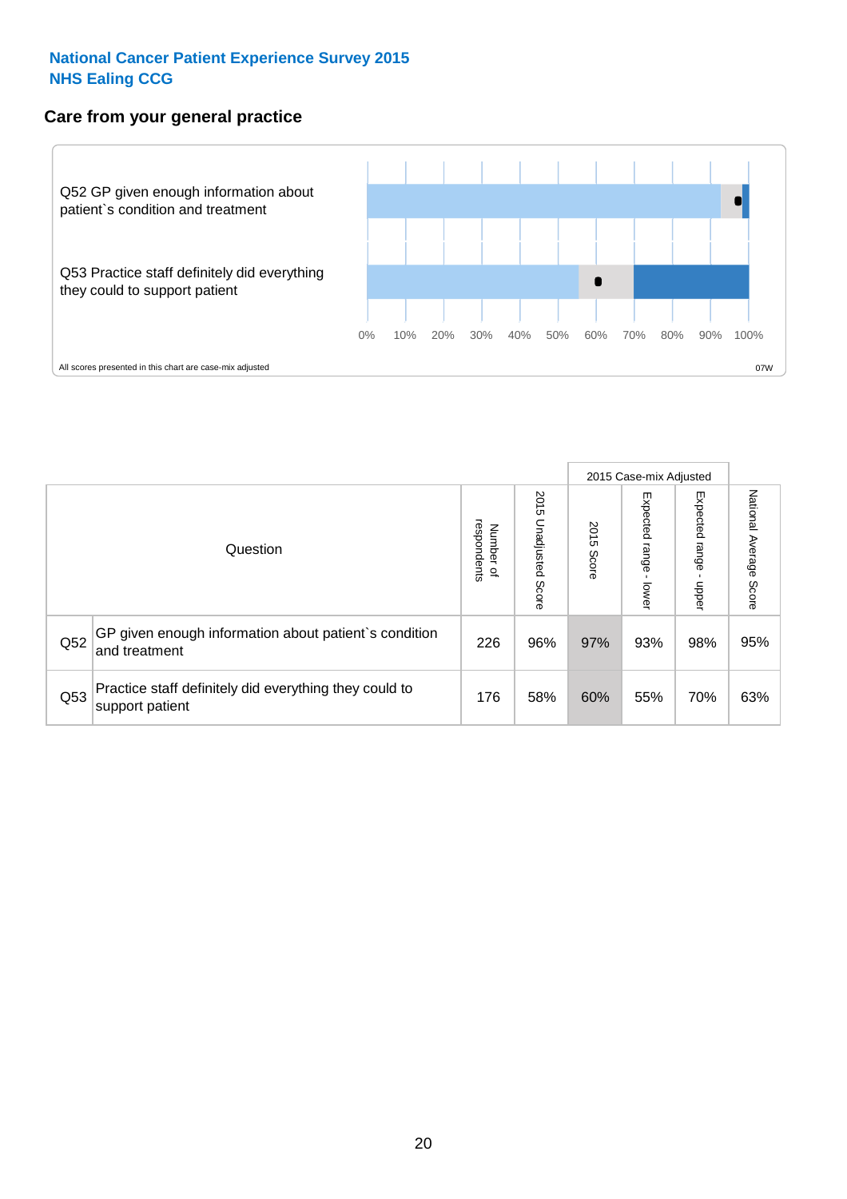National Cancer Patient Experience Survey 2015
NHS Ealing CCG

## Care from your general practice

Q52 GP given enough information about patient`s condition and treatment

Q53 Practice staff definitely did everything they could to support patient

0% 10% 20% 30% 40% 50% 60% 70% 80% 90% 100%

All scores presented in this chart are case-mix adjusted

07W

| Question | | Number of respondents | 2015 Unadjusted Score | 2015 Case-mix Adjusted: 2015 Score | 2015 Case-mix Adjusted: Expected range - lower | 2015 Case-mix Adjusted: Expected range - upper | National Average Score |
|---|---|---|---|---|---|---|---|
| Q52 | GP given enough information about patient`s condition and treatment | 226 | 96% | 97% | 93% | 98% | 95% |
| Q53 | Practice staff definitely did everything they could to support patient | 176 | 58% | 60% | 55% | 70% | 63% |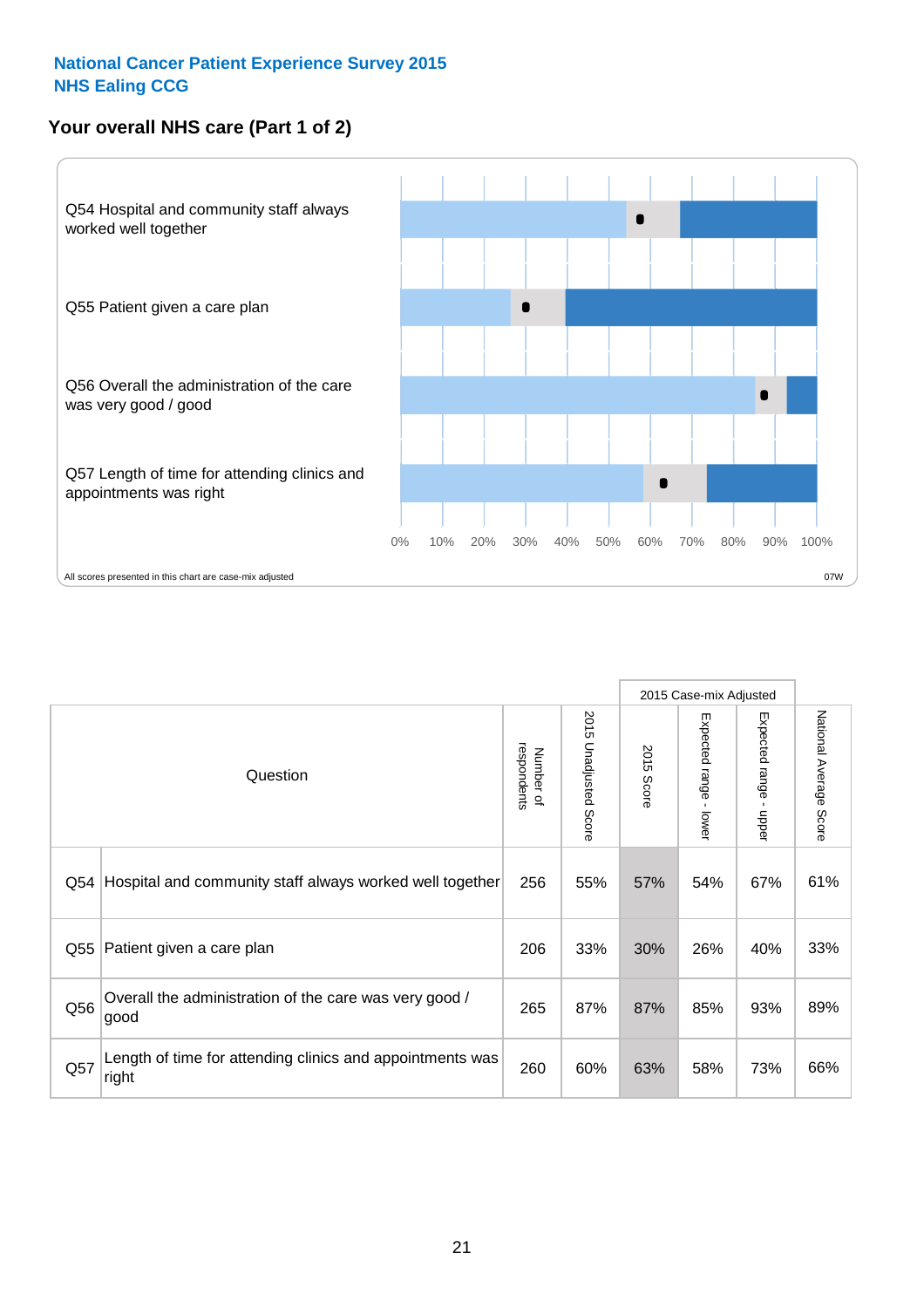National Cancer Patient Experience Survey 2015
NHS Ealing CCG

## Your overall NHS care (Part 1 of 2)

Q54 Hospital and community staff always worked well together

Q55 Patient given a care plan

Q56 Overall the administration of the care was very good / good

Q57 Length of time for attending clinics and appointments was right

0% 10% 20% 30% 40% 50% 60% 70% 80% 90% 100%

All scores presented in this chart are case-mix adjusted

07W

| | Question | Number of respondents | 2015 Unadjusted Score | 2015 Case-mix Adjusted | | | National Average Score |
|---|---|---|---|---|---|---|---|
| | | | | 2015 Score | Expected range - lower | Expected range - upper | |
| Q54 | Hospital and community staff always worked well together | 256 | 55% | 57% | 54% | 67% | 61% |
| Q55 | Patient given a care plan | 206 | 33% | 30% | 26% | 40% | 33% |
| Q56 | Overall the administration of the care was very good / good | 265 | 87% | 87% | 85% | 93% | 89% |
| Q57 | Length of time for attending clinics and appointments was right | 260 | 60% | 63% | 58% | 73% | 66% |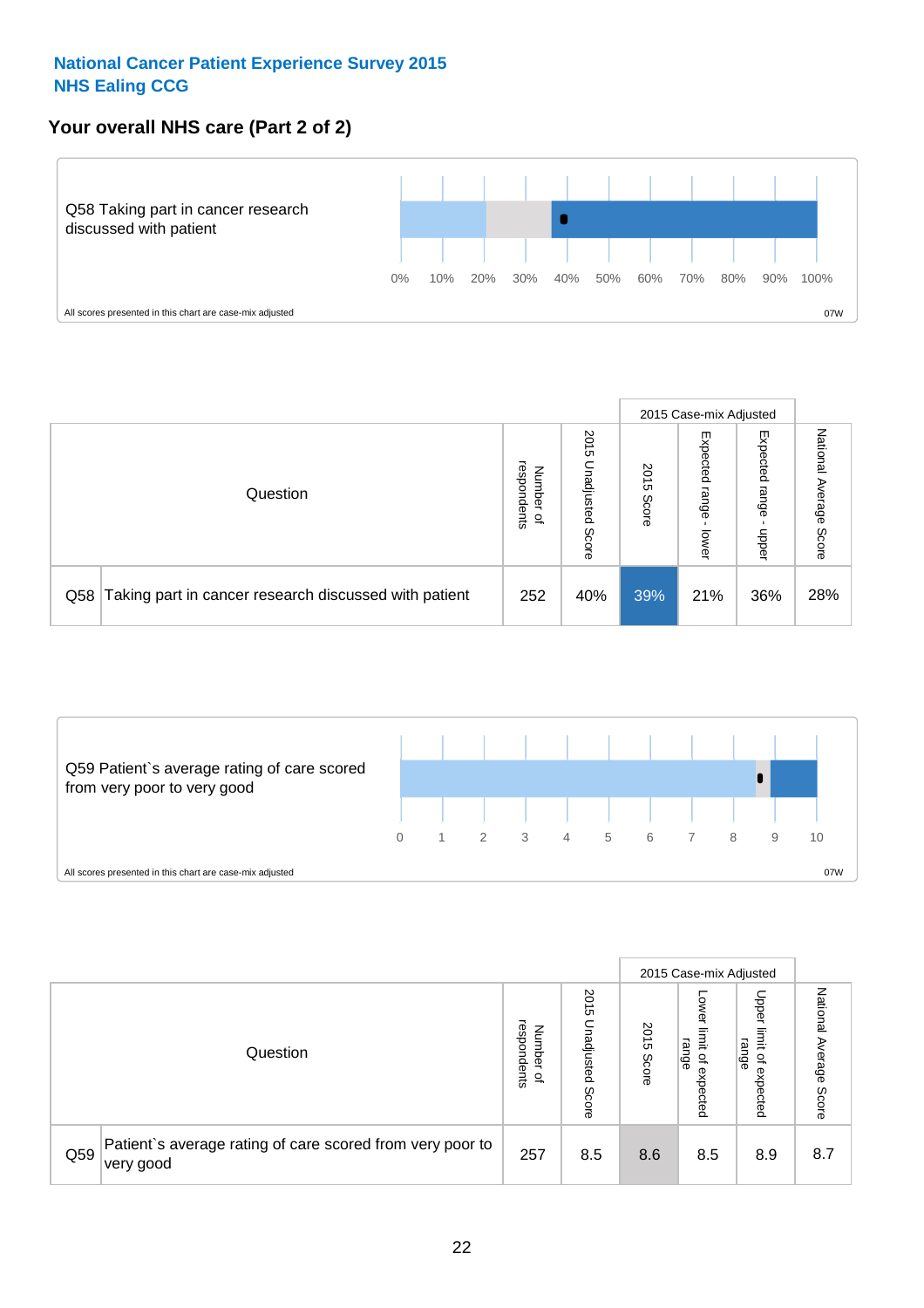**National Cancer Patient Experience Survey 2015**
**NHS Ealing CCG**

## Your overall NHS care (Part 2 of 2)

Q58 Taking part in cancer research discussed with patient

0% 10% 20% 30% 40% 50% 60% 70% 80% 90% 100%

All scores presented in this chart are case-mix adjusted

07W

| Question | | Number of respondents | 2015 Unadjusted Score | 2015 Case-mix Adjusted | | | National Average Score |
|---|---|---|---|---|---|---|---|
| | | | | 2015 Score | Expected range - lower | Expected range - upper | |
| Q58 | Taking part in cancer research discussed with patient | 252 | 40% | 39% | 21% | 36% | 28% |

Q59 Patient`s average rating of care scored from very poor to very good

0 1 2 3 4 5 6 7 8 9 10

All scores presented in this chart are case-mix adjusted

07W

| Question | | Number of respondents | 2015 Unadjusted Score | 2015 Case-mix Adjusted | | | National Average Score |
|---|---|---|---|---|---|---|---|
| | | | | 2015 Score | Lower limit of expected range | Upper limit of expected range | |
| Q59 | Patient`s average rating of care scored from very poor to very good | 257 | 8.5 | 8.6 | 8.5 | 8.9 | 8.7 |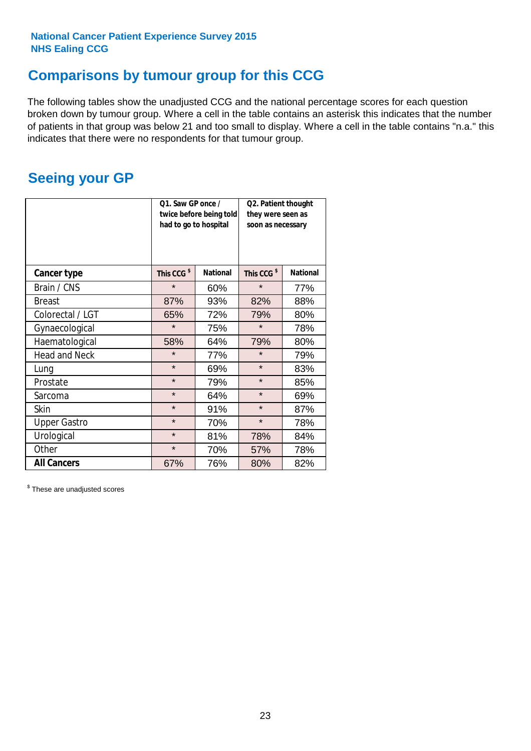**National Cancer Patient Experience Survey 2015**
**NHS Ealing CCG**

# Comparisons by tumour group for this CCG

The following tables show the unadjusted CCG and the national percentage scores for each question broken down by tumour group. Where a cell in the table contains an asterisk this indicates that the number of patients in that group was below 21 and too small to display. Where a cell in the table contains "n.a." this indicates that there were no respondents for that tumour group.

## Seeing your GP

| | Q1. Saw GP once / twice before being told had to go to hospital | | Q2. Patient thought they were seen as soon as necessary | |
|---|---|---|---|---|
| **Cancer type** | **This CCG $** | **National** | **This CCG $** | **National** |
| Brain / CNS | * | 60% | * | 77% |
| Breast | 87% | 93% | 82% | 88% |
| Colorectal / LGT | 65% | 72% | 79% | 80% |
| Gynaecological | * | 75% | * | 78% |
| Haematological | 58% | 64% | 79% | 80% |
| Head and Neck | * | 77% | * | 79% |
| Lung | * | 69% | * | 83% |
| Prostate | * | 79% | * | 85% |
| Sarcoma | * | 64% | * | 69% |
| Skin | * | 91% | * | 87% |
| Upper Gastro | * | 70% | * | 78% |
| Urological | * | 81% | 78% | 84% |
| Other | * | 70% | 57% | 78% |
| **All Cancers** | 67% | 76% | 80% | 82% |

$ These are unadjusted scores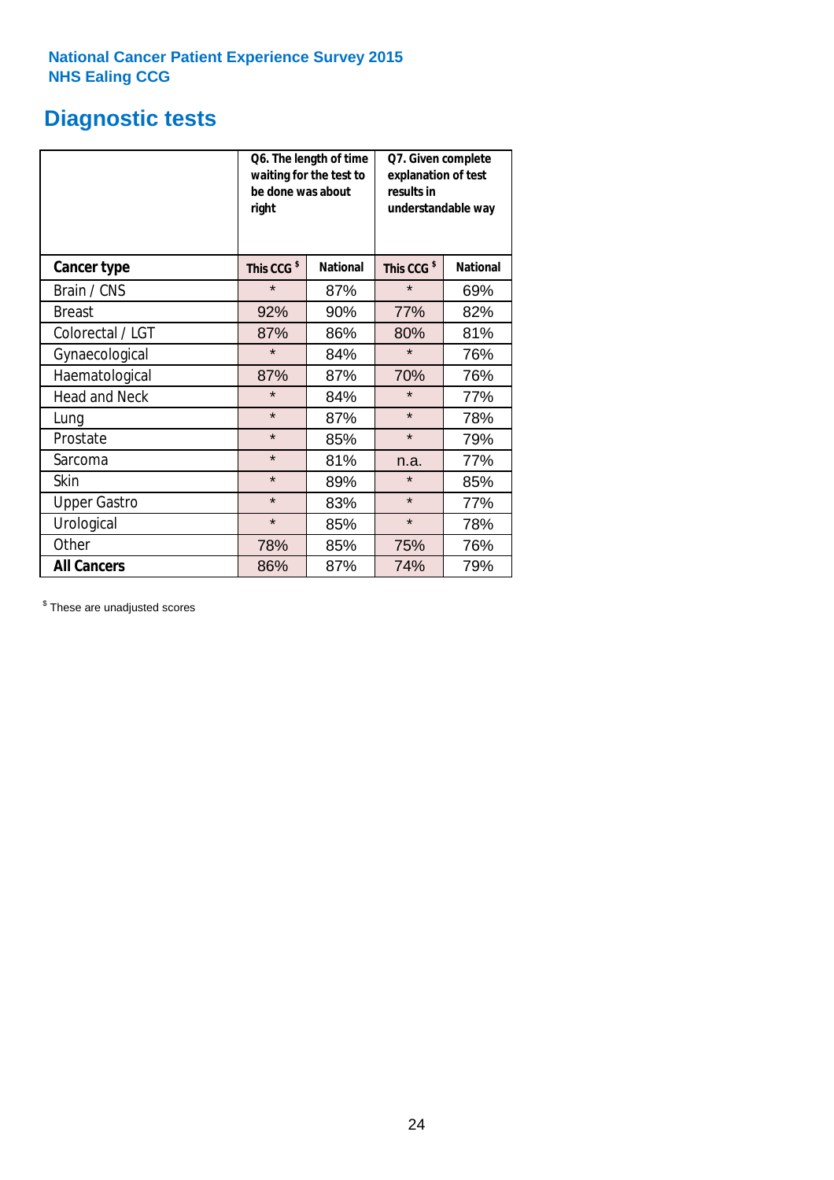National Cancer Patient Experience Survey 2015
NHS Ealing CCG

## Diagnostic tests

| | Q6. The length of time waiting for the test to be done was about right | | Q7. Given complete explanation of test results in understandable way | |
|---|---|---|---|---|
| **Cancer type** | This CCG $ | National | This CCG $ | National |
| Brain / CNS | * | 87% | * | 69% |
| Breast | 92% | 90% | 77% | 82% |
| Colorectal / LGT | 87% | 86% | 80% | 81% |
| Gynaecological | * | 84% | * | 76% |
| Haematological | 87% | 87% | 70% | 76% |
| Head and Neck | * | 84% | * | 77% |
| Lung | * | 87% | * | 78% |
| Prostate | * | 85% | * | 79% |
| Sarcoma | * | 81% | n.a. | 77% |
| Skin | * | 89% | * | 85% |
| Upper Gastro | * | 83% | * | 77% |
| Urological | * | 85% | * | 78% |
| Other | 78% | 85% | 75% | 76% |
| **All Cancers** | 86% | 87% | 74% | 79% |

$ These are unadjusted scores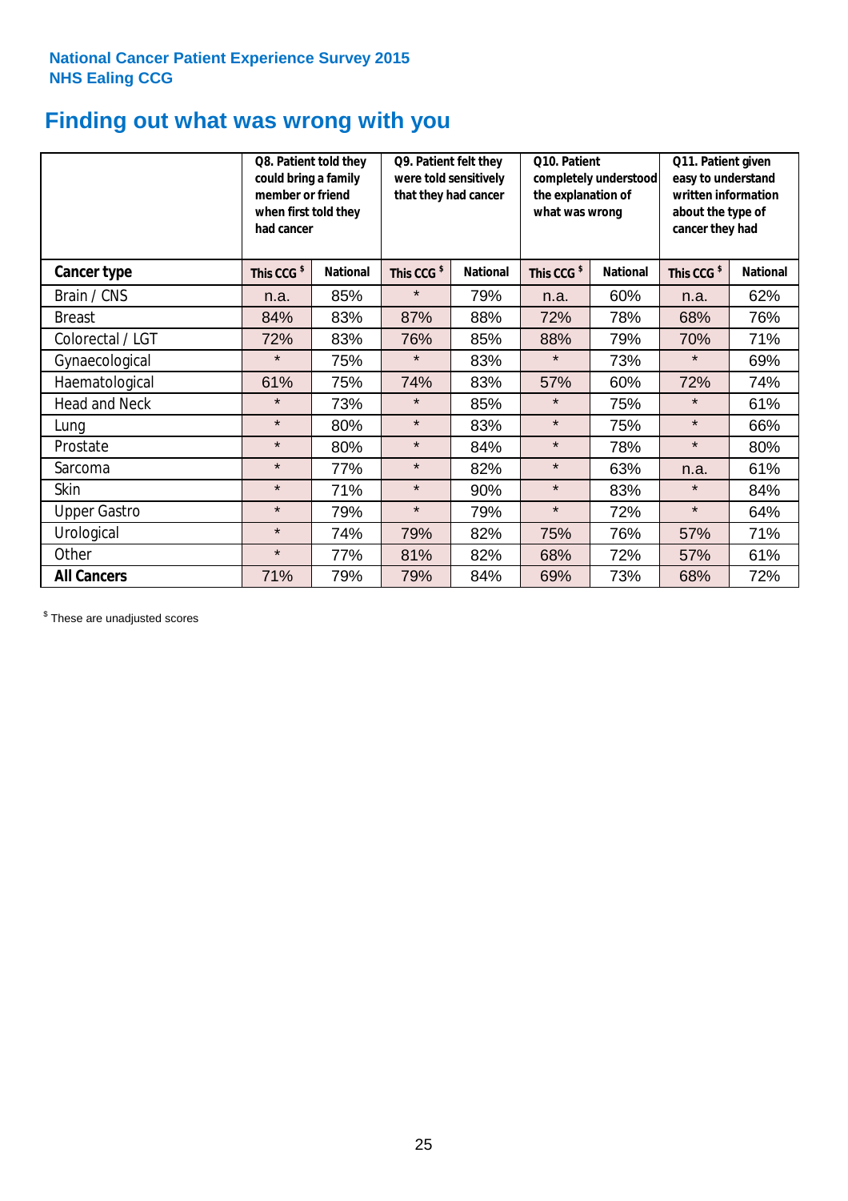National Cancer Patient Experience Survey 2015
NHS Ealing CCG

# Finding out what was wrong with you

| | Q8. Patient told they could bring a family member or friend when first told they had cancer | | Q9. Patient felt they were told sensitively that they had cancer | | Q10. Patient completely understood the explanation of what was wrong | | Q11. Patient given easy to understand written information about the type of cancer they had | |
|---|---|---|---|---|---|---|---|---|
| **Cancer type** | This CCG $ | National | This CCG $ | National | This CCG $ | National | This CCG $ | National |
| Brain / CNS | n.a. | 85% | * | 79% | n.a. | 60% | n.a. | 62% |
| Breast | 84% | 83% | 87% | 88% | 72% | 78% | 68% | 76% |
| Colorectal / LGT | 72% | 83% | 76% | 85% | 88% | 79% | 70% | 71% |
| Gynaecological | * | 75% | * | 83% | * | 73% | * | 69% |
| Haematological | 61% | 75% | 74% | 83% | 57% | 60% | 72% | 74% |
| Head and Neck | * | 73% | * | 85% | * | 75% | * | 61% |
| Lung | * | 80% | * | 83% | * | 75% | * | 66% |
| Prostate | * | 80% | * | 84% | * | 78% | * | 80% |
| Sarcoma | * | 77% | * | 82% | * | 63% | n.a. | 61% |
| Skin | * | 71% | * | 90% | * | 83% | * | 84% |
| Upper Gastro | * | 79% | * | 79% | * | 72% | * | 64% |
| Urological | * | 74% | 79% | 82% | 75% | 76% | 57% | 71% |
| Other | * | 77% | 81% | 82% | 68% | 72% | 57% | 61% |
| **All Cancers** | 71% | 79% | 79% | 84% | 69% | 73% | 68% | 72% |

$ These are unadjusted scores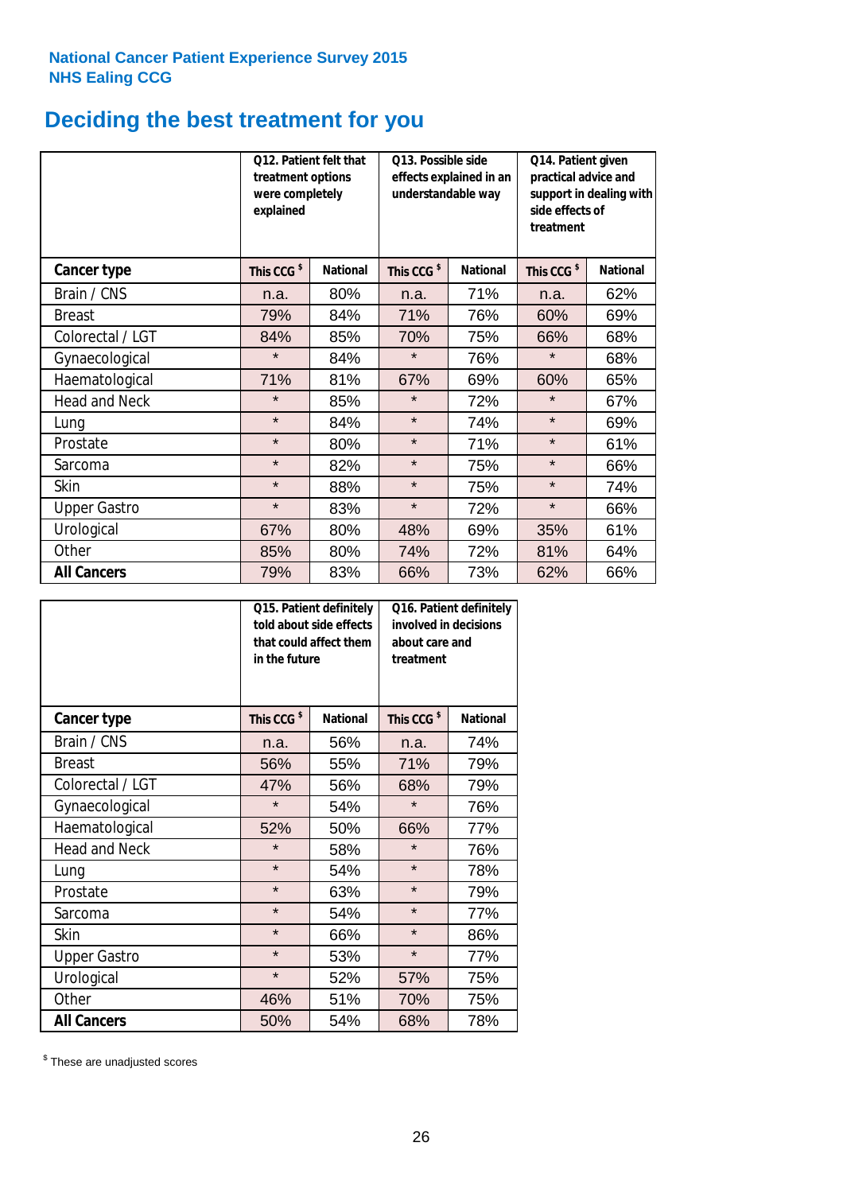National Cancer Patient Experience Survey 2015
NHS Ealing CCG

# Deciding the best treatment for you

| | Q12. Patient felt that treatment options were completely explained | | Q13. Possible side effects explained in an understandable way | | Q14. Patient given practical advice and support in dealing with side effects of treatment | |
|---|---|---|---|---|---|---|
| **Cancer type** | **This CCG $** | **National** | **This CCG $** | **National** | **This CCG $** | **National** |
| Brain / CNS | n.a. | 80% | n.a. | 71% | n.a. | 62% |
| Breast | 79% | 84% | 71% | 76% | 60% | 69% |
| Colorectal / LGT | 84% | 85% | 70% | 75% | 66% | 68% |
| Gynaecological | * | 84% | * | 76% | * | 68% |
| Haematological | 71% | 81% | 67% | 69% | 60% | 65% |
| Head and Neck | * | 85% | * | 72% | * | 67% |
| Lung | * | 84% | * | 74% | * | 69% |
| Prostate | * | 80% | * | 71% | * | 61% |
| Sarcoma | * | 82% | * | 75% | * | 66% |
| Skin | * | 88% | * | 75% | * | 74% |
| Upper Gastro | * | 83% | * | 72% | * | 66% |
| Urological | 67% | 80% | 48% | 69% | 35% | 61% |
| Other | 85% | 80% | 74% | 72% | 81% | 64% |
| **All Cancers** | 79% | 83% | 66% | 73% | 62% | 66% |

| | Q15. Patient definitely told about side effects that could affect them in the future | | Q16. Patient definitely involved in decisions about care and treatment | |
|---|---|---|---|---|
| **Cancer type** | **This CCG $** | **National** | **This CCG $** | **National** |
| Brain / CNS | n.a. | 56% | n.a. | 74% |
| Breast | 56% | 55% | 71% | 79% |
| Colorectal / LGT | 47% | 56% | 68% | 79% |
| Gynaecological | * | 54% | * | 76% |
| Haematological | 52% | 50% | 66% | 77% |
| Head and Neck | * | 58% | * | 76% |
| Lung | * | 54% | * | 78% |
| Prostate | * | 63% | * | 79% |
| Sarcoma | * | 54% | * | 77% |
| Skin | * | 66% | * | 86% |
| Upper Gastro | * | 53% | * | 77% |
| Urological | * | 52% | 57% | 75% |
| Other | 46% | 51% | 70% | 75% |
| **All Cancers** | 50% | 54% | 68% | 78% |

$ These are unadjusted scores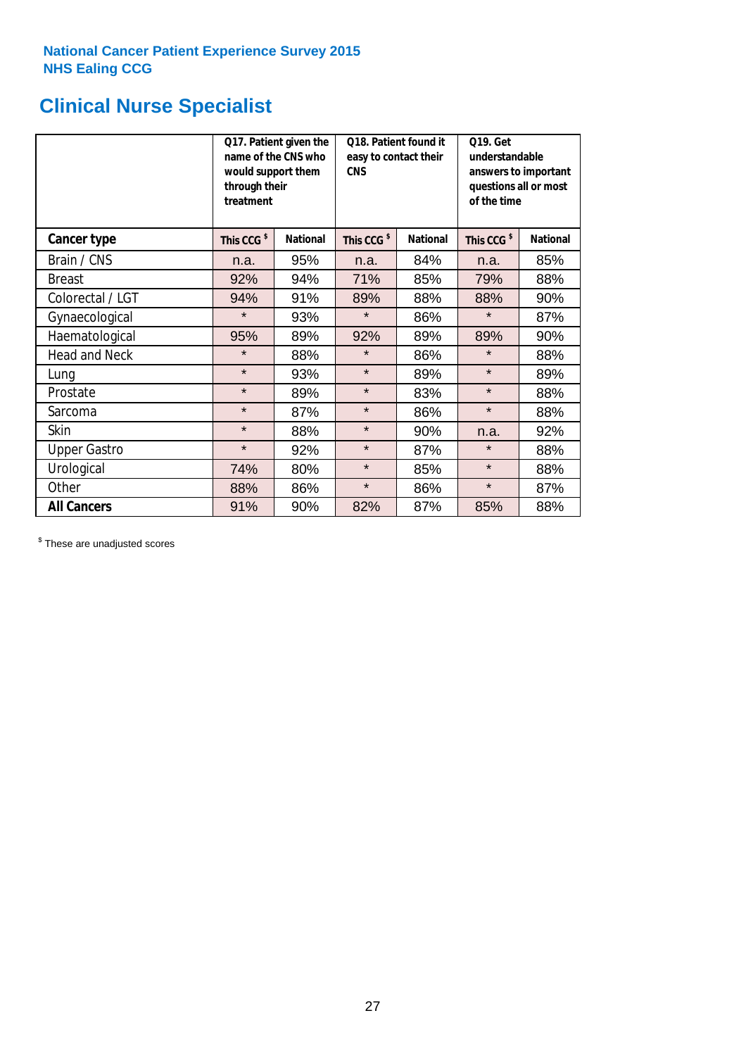**National Cancer Patient Experience Survey 2015**
**NHS Ealing CCG**

# Clinical Nurse Specialist

| | Q17. Patient given the name of the CNS who would support them through their treatment | | Q18. Patient found it easy to contact their CNS | | Q19. Get understandable answers to important questions all or most of the time | |
|---|---|---|---|---|---|---|
| **Cancer type** | **This CCG $** | **National** | **This CCG $** | **National** | **This CCG $** | **National** |
| Brain / CNS | n.a. | 95% | n.a. | 84% | n.a. | 85% |
| Breast | 92% | 94% | 71% | 85% | 79% | 88% |
| Colorectal / LGT | 94% | 91% | 89% | 88% | 88% | 90% |
| Gynaecological | * | 93% | * | 86% | * | 87% |
| Haematological | 95% | 89% | 92% | 89% | 89% | 90% |
| Head and Neck | * | 88% | * | 86% | * | 88% |
| Lung | * | 93% | * | 89% | * | 89% |
| Prostate | * | 89% | * | 83% | * | 88% |
| Sarcoma | * | 87% | * | 86% | * | 88% |
| Skin | * | 88% | * | 90% | n.a. | 92% |
| Upper Gastro | * | 92% | * | 87% | * | 88% |
| Urological | 74% | 80% | * | 85% | * | 88% |
| Other | 88% | 86% | * | 86% | * | 87% |
| **All Cancers** | 91% | 90% | 82% | 87% | 85% | 88% |

$ These are unadjusted scores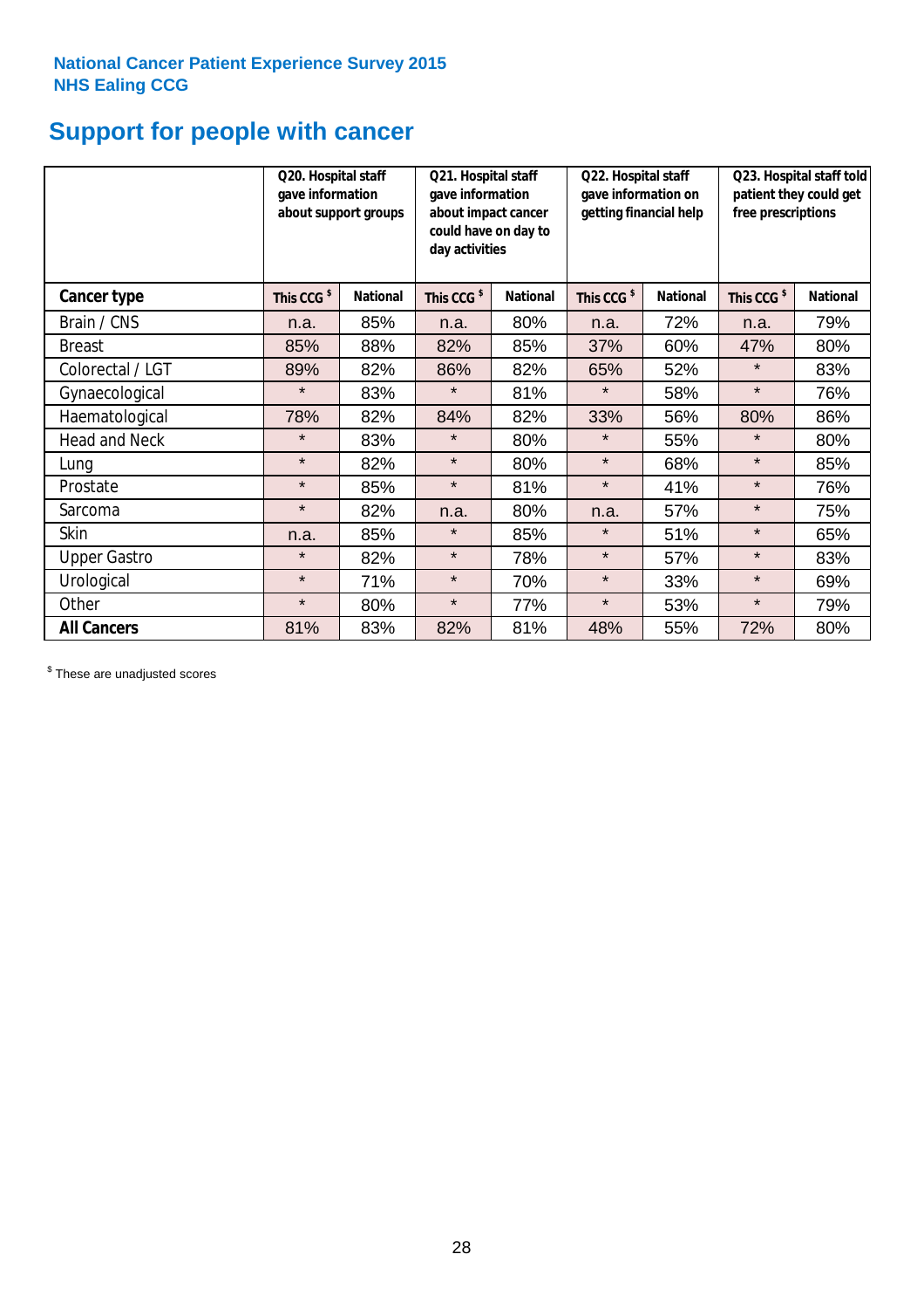National Cancer Patient Experience Survey 2015
NHS Ealing CCG

# Support for people with cancer

| | Q20. Hospital staff gave information about support groups | | Q21. Hospital staff gave information about impact cancer could have on day to day activities | | Q22. Hospital staff gave information on getting financial help | | Q23. Hospital staff told patient they could get free prescriptions | |
|---|---|---|---|---|---|---|---|---|
| **Cancer type** | This CCG $ | National | This CCG $ | National | This CCG $ | National | This CCG $ | National |
| Brain / CNS | n.a. | 85% | n.a. | 80% | n.a. | 72% | n.a. | 79% |
| Breast | 85% | 88% | 82% | 85% | 37% | 60% | 47% | 80% |
| Colorectal / LGT | 89% | 82% | 86% | 82% | 65% | 52% | * | 83% |
| Gynaecological | * | 83% | * | 81% | * | 58% | * | 76% |
| Haematological | 78% | 82% | 84% | 82% | 33% | 56% | 80% | 86% |
| Head and Neck | * | 83% | * | 80% | * | 55% | * | 80% |
| Lung | * | 82% | * | 80% | * | 68% | * | 85% |
| Prostate | * | 85% | * | 81% | * | 41% | * | 76% |
| Sarcoma | * | 82% | n.a. | 80% | n.a. | 57% | * | 75% |
| Skin | n.a. | 85% | * | 85% | * | 51% | * | 65% |
| Upper Gastro | * | 82% | * | 78% | * | 57% | * | 83% |
| Urological | * | 71% | * | 70% | * | 33% | * | 69% |
| Other | * | 80% | * | 77% | * | 53% | * | 79% |
| **All Cancers** | 81% | 83% | 82% | 81% | 48% | 55% | 72% | 80% |

$ These are unadjusted scores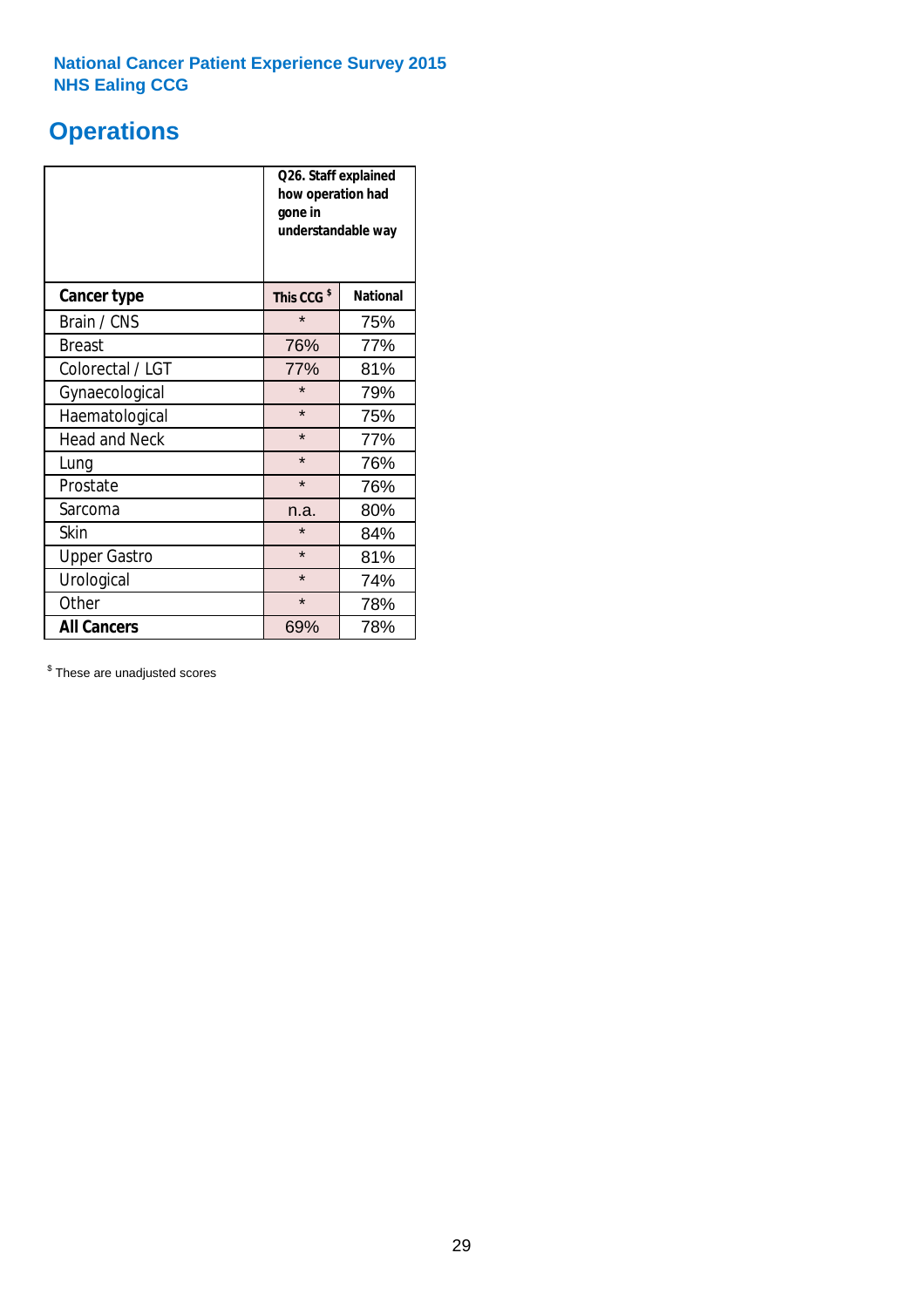**National Cancer Patient Experience Survey 2015**
**NHS Ealing CCG**

# Operations

| | Q26. Staff explained how operation had gone in understandable way | |
|---|---|---|
| **Cancer type** | **This CCG $** | **National** |
| Brain / CNS | * | 75% |
| Breast | 76% | 77% |
| Colorectal / LGT | 77% | 81% |
| Gynaecological | * | 79% |
| Haematological | * | 75% |
| Head and Neck | * | 77% |
| Lung | * | 76% |
| Prostate | * | 76% |
| Sarcoma | n.a. | 80% |
| Skin | * | 84% |
| Upper Gastro | * | 81% |
| Urological | * | 74% |
| Other | * | 78% |
| **All Cancers** | 69% | 78% |

$ These are unadjusted scores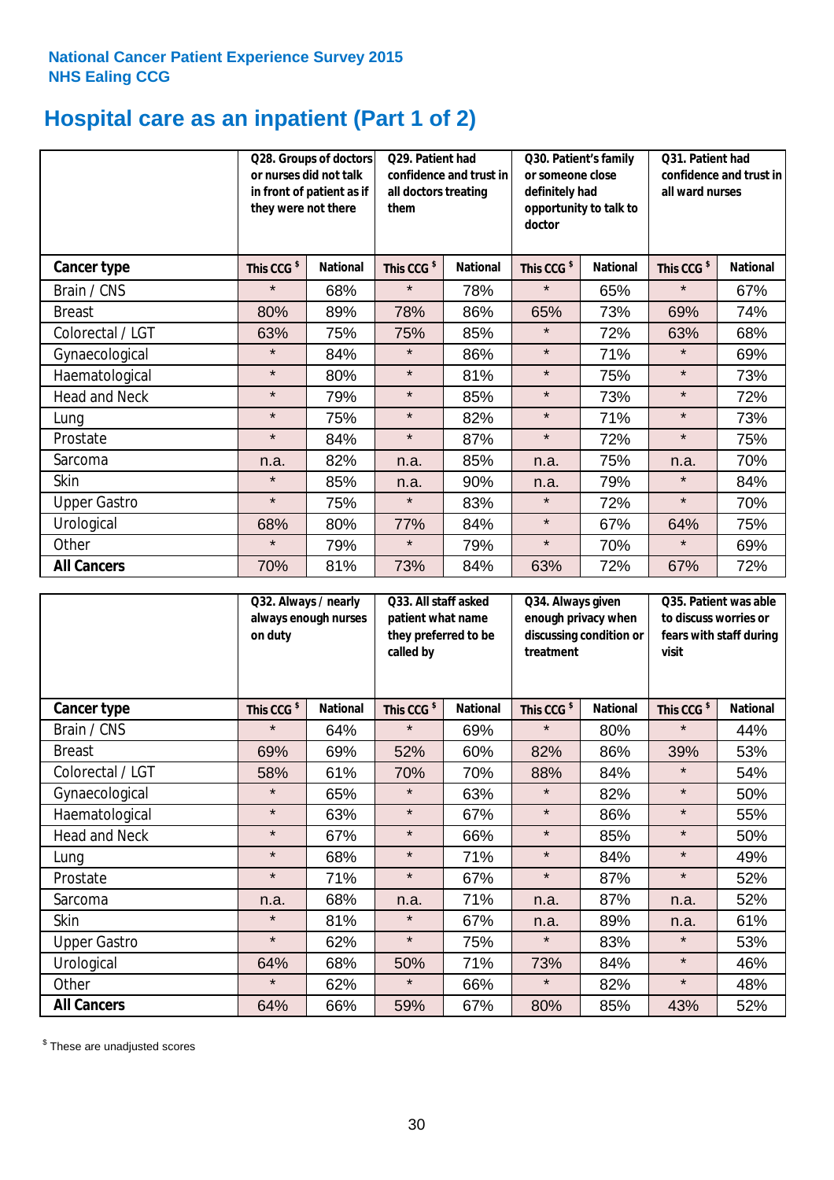National Cancer Patient Experience Survey 2015
NHS Ealing CCG

# Hospital care as an inpatient (Part 1 of 2)

| | Q28. Groups of doctors or nurses did not talk in front of patient as if they were not there | | Q29. Patient had confidence and trust in all doctors treating them | | Q30. Patient's family or someone close definitely had opportunity to talk to doctor | | Q31. Patient had confidence and trust in all ward nurses | |
|---|---|---|---|---|---|---|---|---|
| **Cancer type** | This CCG $ | National | This CCG $ | National | This CCG $ | National | This CCG $ | National |
| Brain / CNS | * | 68% | * | 78% | * | 65% | * | 67% |
| Breast | 80% | 89% | 78% | 86% | 65% | 73% | 69% | 74% |
| Colorectal / LGT | 63% | 75% | 75% | 85% | * | 72% | 63% | 68% |
| Gynaecological | * | 84% | * | 86% | * | 71% | * | 69% |
| Haematological | * | 80% | * | 81% | * | 75% | * | 73% |
| Head and Neck | * | 79% | * | 85% | * | 73% | * | 72% |
| Lung | * | 75% | * | 82% | * | 71% | * | 73% |
| Prostate | * | 84% | * | 87% | * | 72% | * | 75% |
| Sarcoma | n.a. | 82% | n.a. | 85% | n.a. | 75% | n.a. | 70% |
| Skin | * | 85% | n.a. | 90% | n.a. | 79% | * | 84% |
| Upper Gastro | * | 75% | * | 83% | * | 72% | * | 70% |
| Urological | 68% | 80% | 77% | 84% | * | 67% | 64% | 75% |
| Other | * | 79% | * | 79% | * | 70% | * | 69% |
| **All Cancers** | 70% | 81% | 73% | 84% | 63% | 72% | 67% | 72% |

| | Q32. Always / nearly always enough nurses on duty | | Q33. All staff asked patient what name they preferred to be called by | | Q34. Always given enough privacy when discussing condition or treatment | | Q35. Patient was able to discuss worries or fears with staff during visit | |
|---|---|---|---|---|---|---|---|---|
| **Cancer type** | This CCG $ | National | This CCG $ | National | This CCG $ | National | This CCG $ | National |
| Brain / CNS | * | 64% | * | 69% | * | 80% | * | 44% |
| Breast | 69% | 69% | 52% | 60% | 82% | 86% | 39% | 53% |
| Colorectal / LGT | 58% | 61% | 70% | 70% | 88% | 84% | * | 54% |
| Gynaecological | * | 65% | * | 63% | * | 82% | * | 50% |
| Haematological | * | 63% | * | 67% | * | 86% | * | 55% |
| Head and Neck | * | 67% | * | 66% | * | 85% | * | 50% |
| Lung | * | 68% | * | 71% | * | 84% | * | 49% |
| Prostate | * | 71% | * | 67% | * | 87% | * | 52% |
| Sarcoma | n.a. | 68% | n.a. | 71% | n.a. | 87% | n.a. | 52% |
| Skin | * | 81% | * | 67% | n.a. | 89% | n.a. | 61% |
| Upper Gastro | * | 62% | * | 75% | * | 83% | * | 53% |
| Urological | 64% | 68% | 50% | 71% | 73% | 84% | * | 46% |
| Other | * | 62% | * | 66% | * | 82% | * | 48% |
| **All Cancers** | 64% | 66% | 59% | 67% | 80% | 85% | 43% | 52% |

$ These are unadjusted scores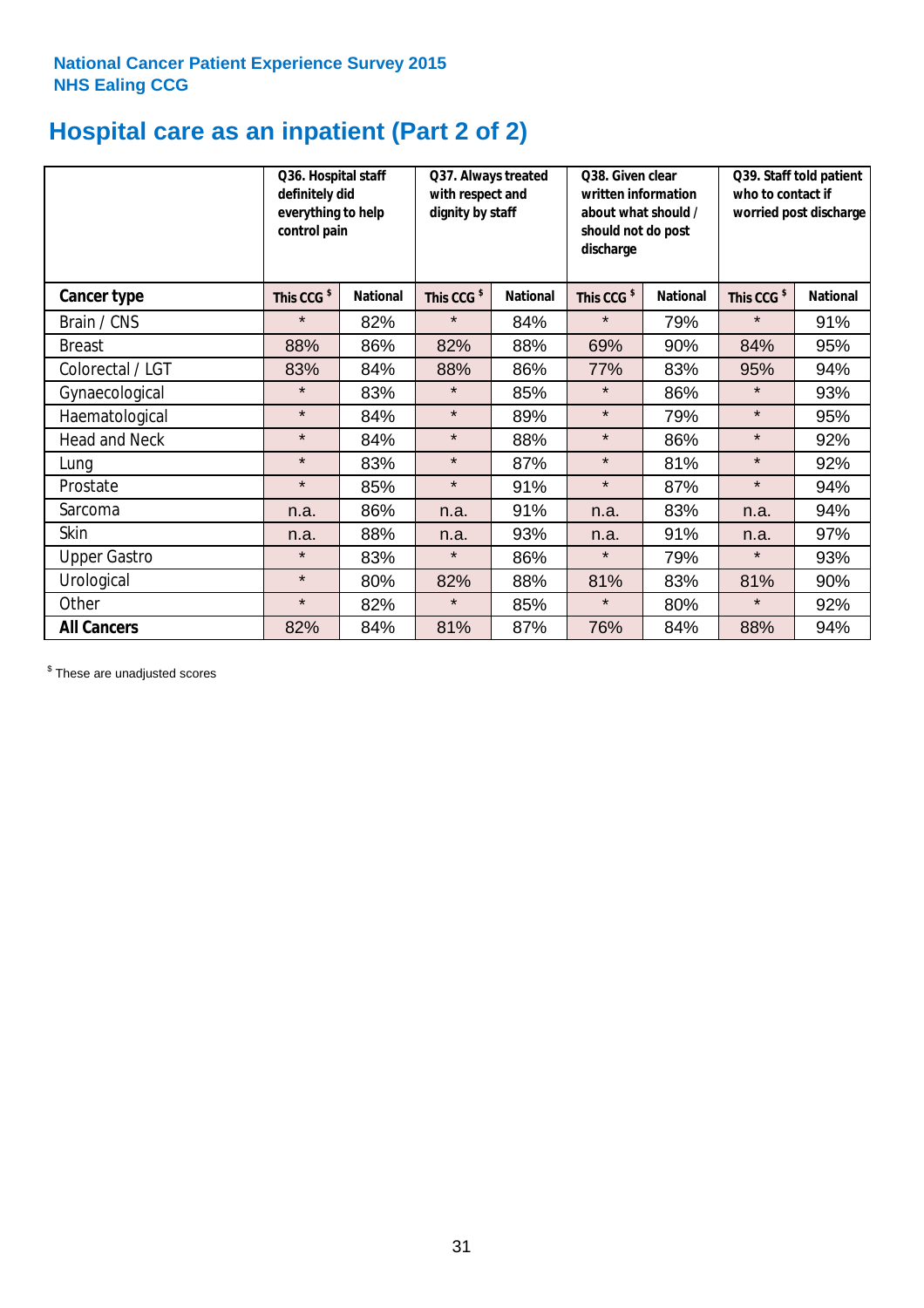National Cancer Patient Experience Survey 2015
NHS Ealing CCG

# Hospital care as an inpatient (Part 2 of 2)

| | Q36. Hospital staff definitely did everything to help control pain | | Q37. Always treated with respect and dignity by staff | | Q38. Given clear written information about what should / should not do post discharge | | Q39. Staff told patient who to contact if worried post discharge | |
|---|---|---|---|---|---|---|---|---|
| **Cancer type** | This CCG $ | National | This CCG $ | National | This CCG $ | National | This CCG $ | National |
| Brain / CNS | * | 82% | * | 84% | * | 79% | * | 91% |
| Breast | 88% | 86% | 82% | 88% | 69% | 90% | 84% | 95% |
| Colorectal / LGT | 83% | 84% | 88% | 86% | 77% | 83% | 95% | 94% |
| Gynaecological | * | 83% | * | 85% | * | 86% | * | 93% |
| Haematological | * | 84% | * | 89% | * | 79% | * | 95% |
| Head and Neck | * | 84% | * | 88% | * | 86% | * | 92% |
| Lung | * | 83% | * | 87% | * | 81% | * | 92% |
| Prostate | * | 85% | * | 91% | * | 87% | * | 94% |
| Sarcoma | n.a. | 86% | n.a. | 91% | n.a. | 83% | n.a. | 94% |
| Skin | n.a. | 88% | n.a. | 93% | n.a. | 91% | n.a. | 97% |
| Upper Gastro | * | 83% | * | 86% | * | 79% | * | 93% |
| Urological | * | 80% | 82% | 88% | 81% | 83% | 81% | 90% |
| Other | * | 82% | * | 85% | * | 80% | * | 92% |
| **All Cancers** | 82% | 84% | 81% | 87% | 76% | 84% | 88% | 94% |

$ These are unadjusted scores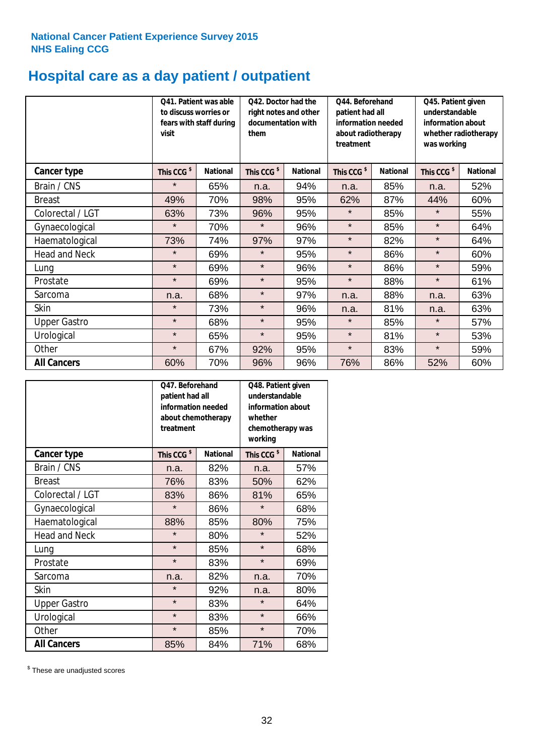National Cancer Patient Experience Survey 2015
NHS Ealing CCG

# Hospital care as a day patient / outpatient

| | Q41. Patient was able to discuss worries or fears with staff during visit | | Q42. Doctor had the right notes and other documentation with them | | Q44. Beforehand patient had all information needed about radiotherapy treatment | | Q45. Patient given understandable information about whether radiotherapy was working | |
|---|---|---|---|---|---|---|---|---|
| **Cancer type** | This CCG $ | National | This CCG $ | National | This CCG $ | National | This CCG $ | National |
| Brain / CNS | * | 65% | n.a. | 94% | n.a. | 85% | n.a. | 52% |
| Breast | 49% | 70% | 98% | 95% | 62% | 87% | 44% | 60% |
| Colorectal / LGT | 63% | 73% | 96% | 95% | * | 85% | * | 55% |
| Gynaecological | * | 70% | * | 96% | * | 85% | * | 64% |
| Haematological | 73% | 74% | 97% | 97% | * | 82% | * | 64% |
| Head and Neck | * | 69% | * | 95% | * | 86% | * | 60% |
| Lung | * | 69% | * | 96% | * | 86% | * | 59% |
| Prostate | * | 69% | * | 95% | * | 88% | * | 61% |
| Sarcoma | n.a. | 68% | * | 97% | n.a. | 88% | n.a. | 63% |
| Skin | * | 73% | * | 96% | n.a. | 81% | n.a. | 63% |
| Upper Gastro | * | 68% | * | 95% | * | 85% | * | 57% |
| Urological | * | 65% | * | 95% | * | 81% | * | 53% |
| Other | * | 67% | 92% | 95% | * | 83% | * | 59% |
| **All Cancers** | 60% | 70% | 96% | 96% | 76% | 86% | 52% | 60% |

| | Q47. Beforehand patient had all information needed about chemotherapy treatment | | Q48. Patient given understandable information about whether chemotherapy was working | |
|---|---|---|---|---|
| **Cancer type** | This CCG $ | National | This CCG $ | National |
| Brain / CNS | n.a. | 82% | n.a. | 57% |
| Breast | 76% | 83% | 50% | 62% |
| Colorectal / LGT | 83% | 86% | 81% | 65% |
| Gynaecological | * | 86% | * | 68% |
| Haematological | 88% | 85% | 80% | 75% |
| Head and Neck | * | 80% | * | 52% |
| Lung | * | 85% | * | 68% |
| Prostate | * | 83% | * | 69% |
| Sarcoma | n.a. | 82% | n.a. | 70% |
| Skin | * | 92% | n.a. | 80% |
| Upper Gastro | * | 83% | * | 64% |
| Urological | * | 83% | * | 66% |
| Other | * | 85% | * | 70% |
| **All Cancers** | 85% | 84% | 71% | 68% |

$ These are unadjusted scores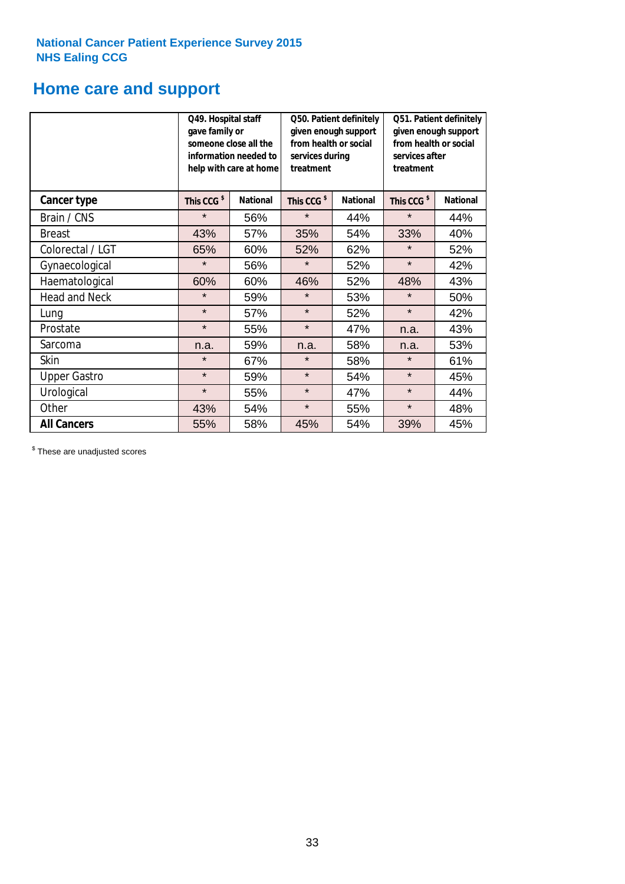**National Cancer Patient Experience Survey 2015**
**NHS Ealing CCG**

# Home care and support

| | Q49. Hospital staff gave family or someone close all the information needed to help with care at home | | Q50. Patient definitely given enough support from health or social services during treatment | | Q51. Patient definitely given enough support from health or social services after treatment | |
|---|---|---|---|---|---|---|
| **Cancer type** | **This CCG $** | **National** | **This CCG $** | **National** | **This CCG $** | **National** |
| Brain / CNS | * | 56% | * | 44% | * | 44% |
| Breast | 43% | 57% | 35% | 54% | 33% | 40% |
| Colorectal / LGT | 65% | 60% | 52% | 62% | * | 52% |
| Gynaecological | * | 56% | * | 52% | * | 42% |
| Haematological | 60% | 60% | 46% | 52% | 48% | 43% |
| Head and Neck | * | 59% | * | 53% | * | 50% |
| Lung | * | 57% | * | 52% | * | 42% |
| Prostate | * | 55% | * | 47% | n.a. | 43% |
| Sarcoma | n.a. | 59% | n.a. | 58% | n.a. | 53% |
| Skin | * | 67% | * | 58% | * | 61% |
| Upper Gastro | * | 59% | * | 54% | * | 45% |
| Urological | * | 55% | * | 47% | * | 44% |
| Other | 43% | 54% | * | 55% | * | 48% |
| **All Cancers** | 55% | 58% | 45% | 54% | 39% | 45% |

$ These are unadjusted scores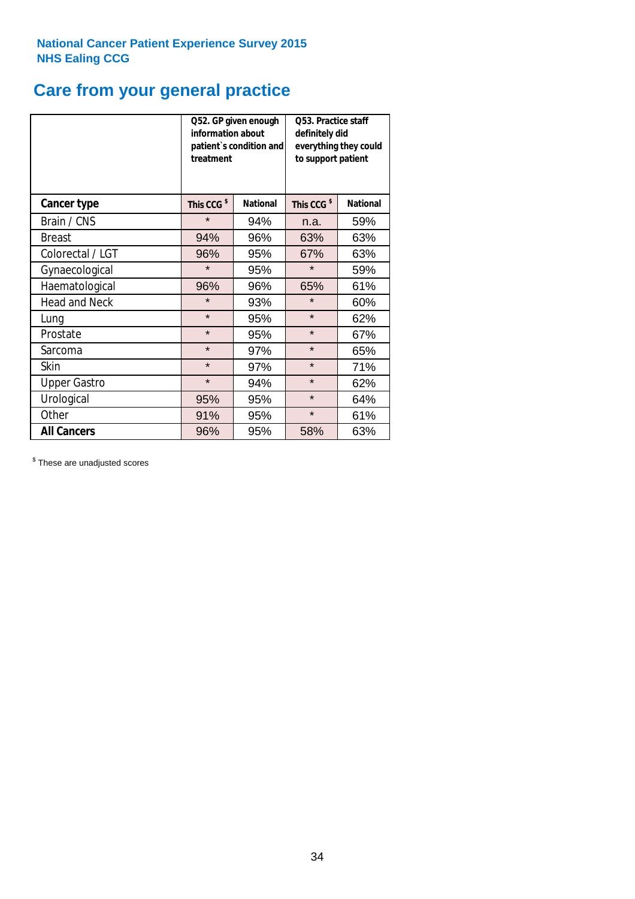**National Cancer Patient Experience Survey 2015**
**NHS Ealing CCG**

# Care from your general practice

| | Q52. GP given enough information about patient`s condition and treatment | | Q53. Practice staff definitely did everything they could to support patient | |
|---|---|---|---|---|
| **Cancer type** | **This CCG $** | **National** | **This CCG $** | **National** |
| Brain / CNS | * | 94% | n.a. | 59% |
| Breast | 94% | 96% | 63% | 63% |
| Colorectal / LGT | 96% | 95% | 67% | 63% |
| Gynaecological | * | 95% | * | 59% |
| Haematological | 96% | 96% | 65% | 61% |
| Head and Neck | * | 93% | * | 60% |
| Lung | * | 95% | * | 62% |
| Prostate | * | 95% | * | 67% |
| Sarcoma | * | 97% | * | 65% |
| Skin | * | 97% | * | 71% |
| Upper Gastro | * | 94% | * | 62% |
| Urological | 95% | 95% | * | 64% |
| Other | 91% | 95% | * | 61% |
| **All Cancers** | 96% | 95% | 58% | 63% |

$ These are unadjusted scores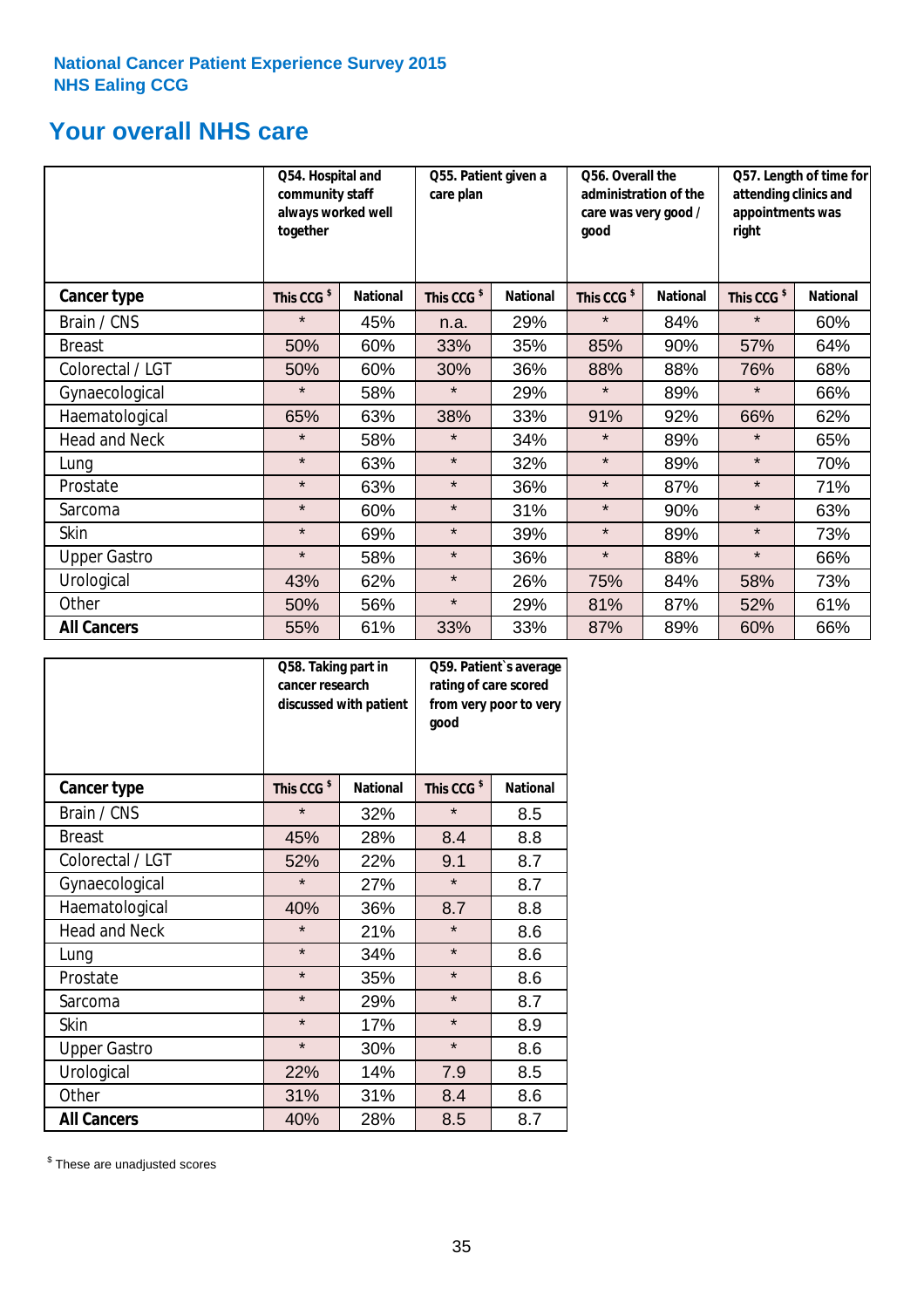National Cancer Patient Experience Survey 2015
NHS Ealing CCG

# Your overall NHS care

| | Q54. Hospital and community staff always worked well together | | Q55. Patient given a care plan | | Q56. Overall the administration of the care was very good / good | | Q57. Length of time for attending clinics and appointments was right | |
|---|---|---|---|---|---|---|---|---|
| **Cancer type** | This CCG $ | National | This CCG $ | National | This CCG $ | National | This CCG $ | National |
| Brain / CNS | * | 45% | n.a. | 29% | * | 84% | * | 60% |
| Breast | 50% | 60% | 33% | 35% | 85% | 90% | 57% | 64% |
| Colorectal / LGT | 50% | 60% | 30% | 36% | 88% | 88% | 76% | 68% |
| Gynaecological | * | 58% | * | 29% | * | 89% | * | 66% |
| Haematological | 65% | 63% | 38% | 33% | 91% | 92% | 66% | 62% |
| Head and Neck | * | 58% | * | 34% | * | 89% | * | 65% |
| Lung | * | 63% | * | 32% | * | 89% | * | 70% |
| Prostate | * | 63% | * | 36% | * | 87% | * | 71% |
| Sarcoma | * | 60% | * | 31% | * | 90% | * | 63% |
| Skin | * | 69% | * | 39% | * | 89% | * | 73% |
| Upper Gastro | * | 58% | * | 36% | * | 88% | * | 66% |
| Urological | 43% | 62% | * | 26% | 75% | 84% | 58% | 73% |
| Other | 50% | 56% | * | 29% | 81% | 87% | 52% | 61% |
| **All Cancers** | 55% | 61% | 33% | 33% | 87% | 89% | 60% | 66% |

| | Q58. Taking part in cancer research discussed with patient | | Q59. Patient`s average rating of care scored from very poor to very good | |
|---|---|---|---|---|
| **Cancer type** | This CCG $ | National | This CCG $ | National |
| Brain / CNS | * | 32% | * | 8.5 |
| Breast | 45% | 28% | 8.4 | 8.8 |
| Colorectal / LGT | 52% | 22% | 9.1 | 8.7 |
| Gynaecological | * | 27% | * | 8.7 |
| Haematological | 40% | 36% | 8.7 | 8.8 |
| Head and Neck | * | 21% | * | 8.6 |
| Lung | * | 34% | * | 8.6 |
| Prostate | * | 35% | * | 8.6 |
| Sarcoma | * | 29% | * | 8.7 |
| Skin | * | 17% | * | 8.9 |
| Upper Gastro | * | 30% | * | 8.6 |
| Urological | 22% | 14% | 7.9 | 8.5 |
| Other | 31% | 31% | 8.4 | 8.6 |
| **All Cancers** | 40% | 28% | 8.5 | 8.7 |

$ These are unadjusted scores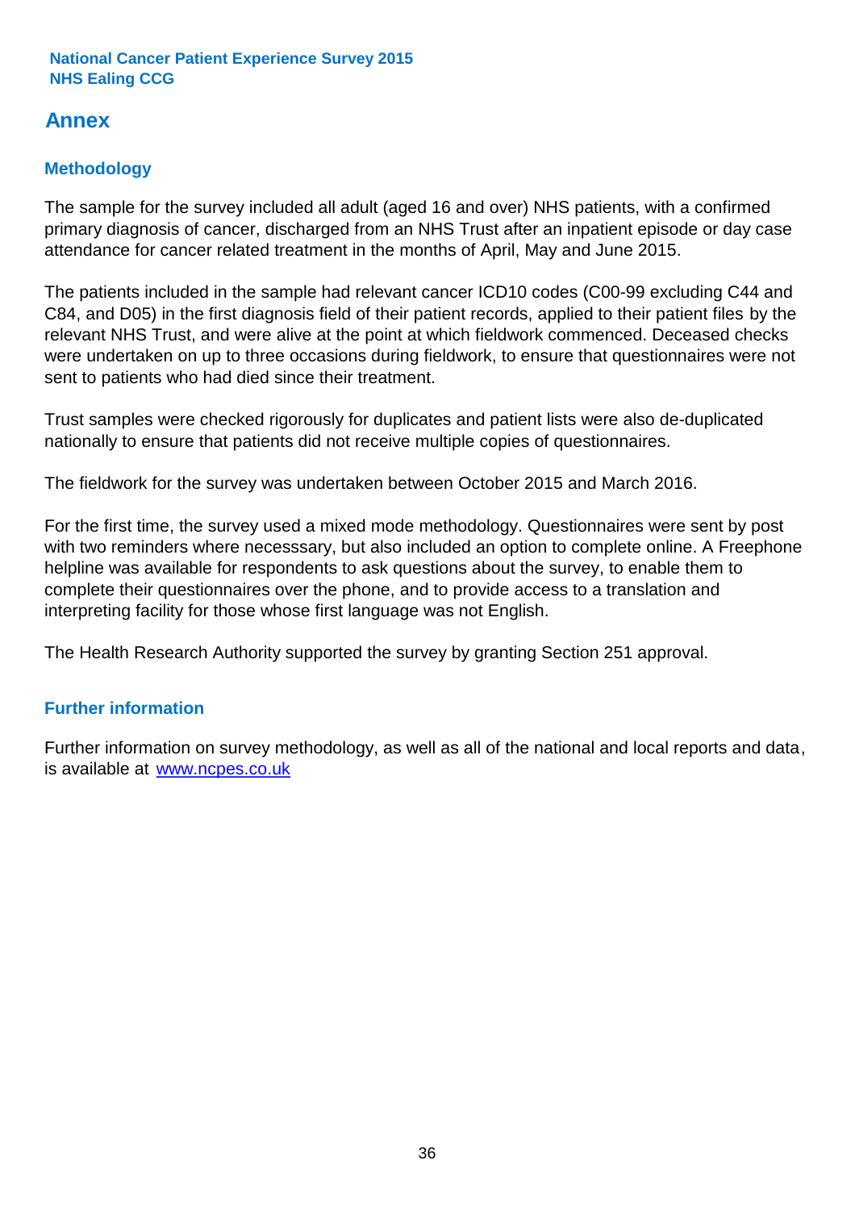## Annex

### Methodology

The sample for the survey included all adult (aged 16 and over) NHS patients, with a confirmed primary diagnosis of cancer, discharged from an NHS Trust after an inpatient episode or day case attendance for cancer related treatment in the months of April, May and June 2015.

The patients included in the sample had relevant cancer ICD10 codes (C00-99 excluding C44 and C84, and D05) in the first diagnosis field of their patient records, applied to their patient files by the relevant NHS Trust, and were alive at the point at which fieldwork commenced. Deceased checks were undertaken on up to three occasions during fieldwork, to ensure that questionnaires were not sent to patients who had died since their treatment.

Trust samples were checked rigorously for duplicates and patient lists were also de-duplicated nationally to ensure that patients did not receive multiple copies of questionnaires.

The fieldwork for the survey was undertaken between October 2015 and March 2016.

For the first time, the survey used a mixed mode methodology. Questionnaires were sent by post with two reminders where necesssary, but also included an option to complete online. A Freephone helpline was available for respondents to ask questions about the survey, to enable them to complete their questionnaires over the phone, and to provide access to a translation and interpreting facility for those whose first language was not English.

The Health Research Authority supported the survey by granting Section 251 approval.

### Further information

Further information on survey methodology, as well as all of the national and local reports and data, is available at [www.ncpes.co.uk](http://www.ncpes.co.uk)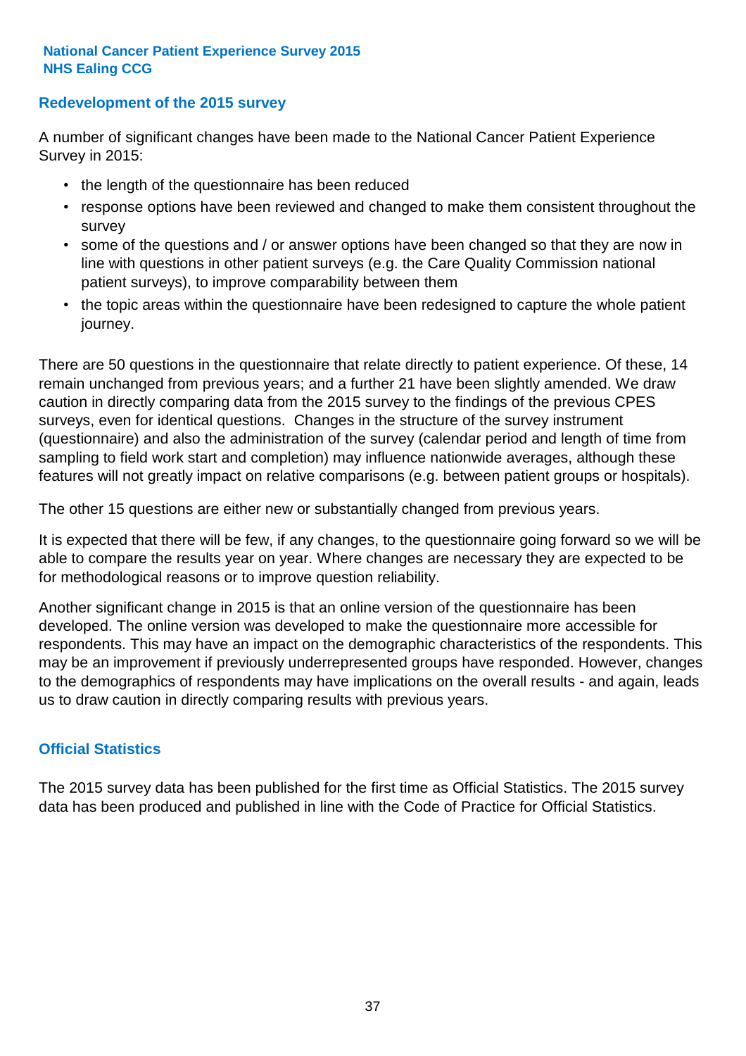**National Cancer Patient Experience Survey 2015**
**NHS Ealing CCG**

## Redevelopment of the 2015 survey

A number of significant changes have been made to the National Cancer Patient Experience Survey in 2015:

- the length of the questionnaire has been reduced
- response options have been reviewed and changed to make them consistent throughout the survey
- some of the questions and / or answer options have been changed so that they are now in line with questions in other patient surveys (e.g. the Care Quality Commission national patient surveys), to improve comparability between them
- the topic areas within the questionnaire have been redesigned to capture the whole patient journey.

There are 50 questions in the questionnaire that relate directly to patient experience. Of these, 14 remain unchanged from previous years; and a further 21 have been slightly amended. We draw caution in directly comparing data from the 2015 survey to the findings of the previous CPES surveys, even for identical questions. Changes in the structure of the survey instrument (questionnaire) and also the administration of the survey (calendar period and length of time from sampling to field work start and completion) may influence nationwide averages, although these features will not greatly impact on relative comparisons (e.g. between patient groups or hospitals).

The other 15 questions are either new or substantially changed from previous years.

It is expected that there will be few, if any changes, to the questionnaire going forward so we will be able to compare the results year on year. Where changes are necessary they are expected to be for methodological reasons or to improve question reliability.

Another significant change in 2015 is that an online version of the questionnaire has been developed. The online version was developed to make the questionnaire more accessible for respondents. This may have an impact on the demographic characteristics of the respondents. This may be an improvement if previously underrepresented groups have responded. However, changes to the demographics of respondents may have implications on the overall results - and again, leads us to draw caution in directly comparing results with previous years.

## Official Statistics

The 2015 survey data has been published for the first time as Official Statistics. The 2015 survey data has been produced and published in line with the Code of Practice for Official Statistics.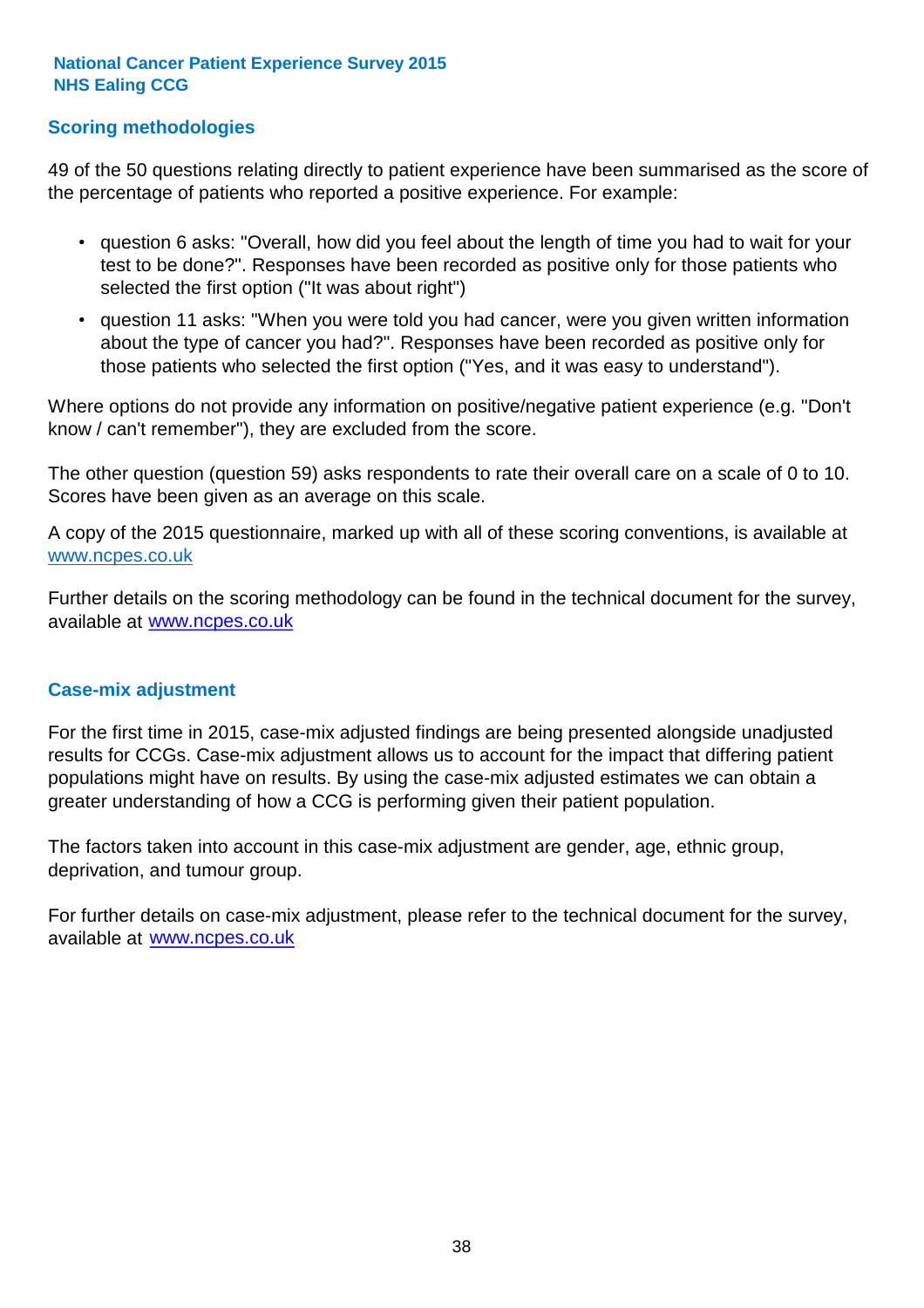## Scoring methodologies

49 of the 50 questions relating directly to patient experience have been summarised as the score of the percentage of patients who reported a positive experience. For example:

- question 6 asks: "Overall, how did you feel about the length of time you had to wait for your test to be done?". Responses have been recorded as positive only for those patients who selected the first option ("It was about right")
- question 11 asks: "When you were told you had cancer, were you given written information about the type of cancer you had?". Responses have been recorded as positive only for those patients who selected the first option ("Yes, and it was easy to understand").

Where options do not provide any information on positive/negative patient experience (e.g. "Don't know / can't remember"), they are excluded from the score.

The other question (question 59) asks respondents to rate their overall care on a scale of 0 to 10. Scores have been given as an average on this scale.

A copy of the 2015 questionnaire, marked up with all of these scoring conventions, is available at www.ncpes.co.uk

Further details on the scoring methodology can be found in the technical document for the survey, available at www.ncpes.co.uk

## Case-mix adjustment

For the first time in 2015, case-mix adjusted findings are being presented alongside unadjusted results for CCGs. Case-mix adjustment allows us to account for the impact that differing patient populations might have on results. By using the case-mix adjusted estimates we can obtain a greater understanding of how a CCG is performing given their patient population.

The factors taken into account in this case-mix adjustment are gender, age, ethnic group, deprivation, and tumour group.

For further details on case-mix adjustment, please refer to the technical document for the survey, available at www.ncpes.co.uk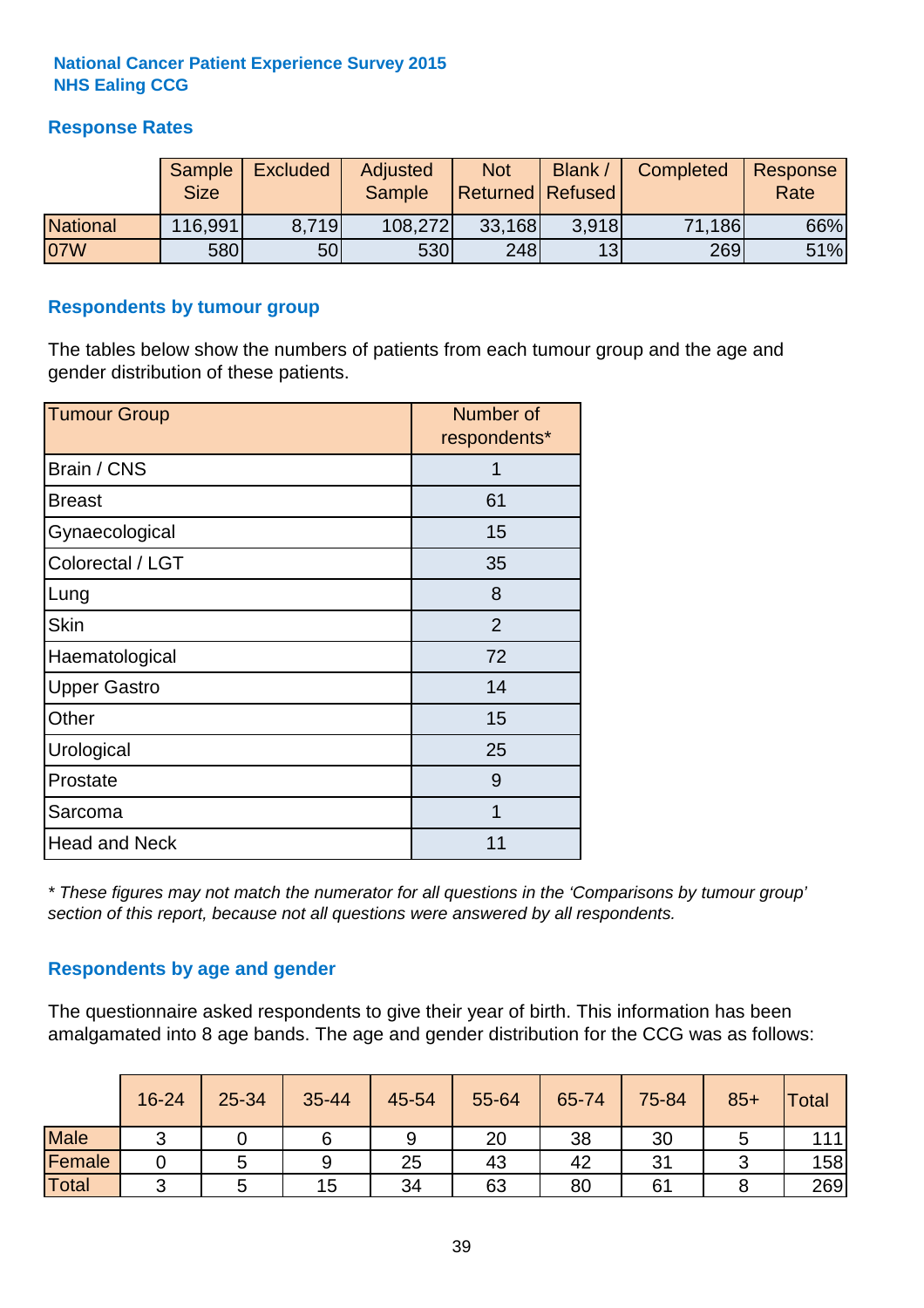**National Cancer Patient Experience Survey 2015**
**NHS Ealing CCG**

## Response Rates

| | Sample Size | Excluded | Adjusted Sample | Not Returned | Blank / Refused | Completed | Response Rate |
|---|---|---|---|---|---|---|---|
| National | 116,991 | 8,719 | 108,272 | 33,168 | 3,918 | 71,186 | 66% |
| 07W | 580 | 50 | 530 | 248 | 13 | 269 | 51% |

## Respondents by tumour group

The tables below show the numbers of patients from each tumour group and the age and gender distribution of these patients.

| Tumour Group | Number of respondents* |
|---|---|
| Brain / CNS | 1 |
| Breast | 61 |
| Gynaecological | 15 |
| Colorectal / LGT | 35 |
| Lung | 8 |
| Skin | 2 |
| Haematological | 72 |
| Upper Gastro | 14 |
| Other | 15 |
| Urological | 25 |
| Prostate | 9 |
| Sarcoma | 1 |
| Head and Neck | 11 |

*\* These figures may not match the numerator for all questions in the 'Comparisons by tumour group' section of this report, because not all questions were answered by all respondents.*

## Respondents by age and gender

The questionnaire asked respondents to give their year of birth. This information has been amalgamated into 8 age bands. The age and gender distribution for the CCG was as follows:

| | 16-24 | 25-34 | 35-44 | 45-54 | 55-64 | 65-74 | 75-84 | 85+ | Total |
|---|---|---|---|---|---|---|---|---|---|
| Male | 3 | 0 | 6 | 9 | 20 | 38 | 30 | 5 | 111 |
| Female | 0 | 5 | 9 | 25 | 43 | 42 | 31 | 3 | 158 |
| Total | 3 | 5 | 15 | 34 | 63 | 80 | 61 | 8 | 269 |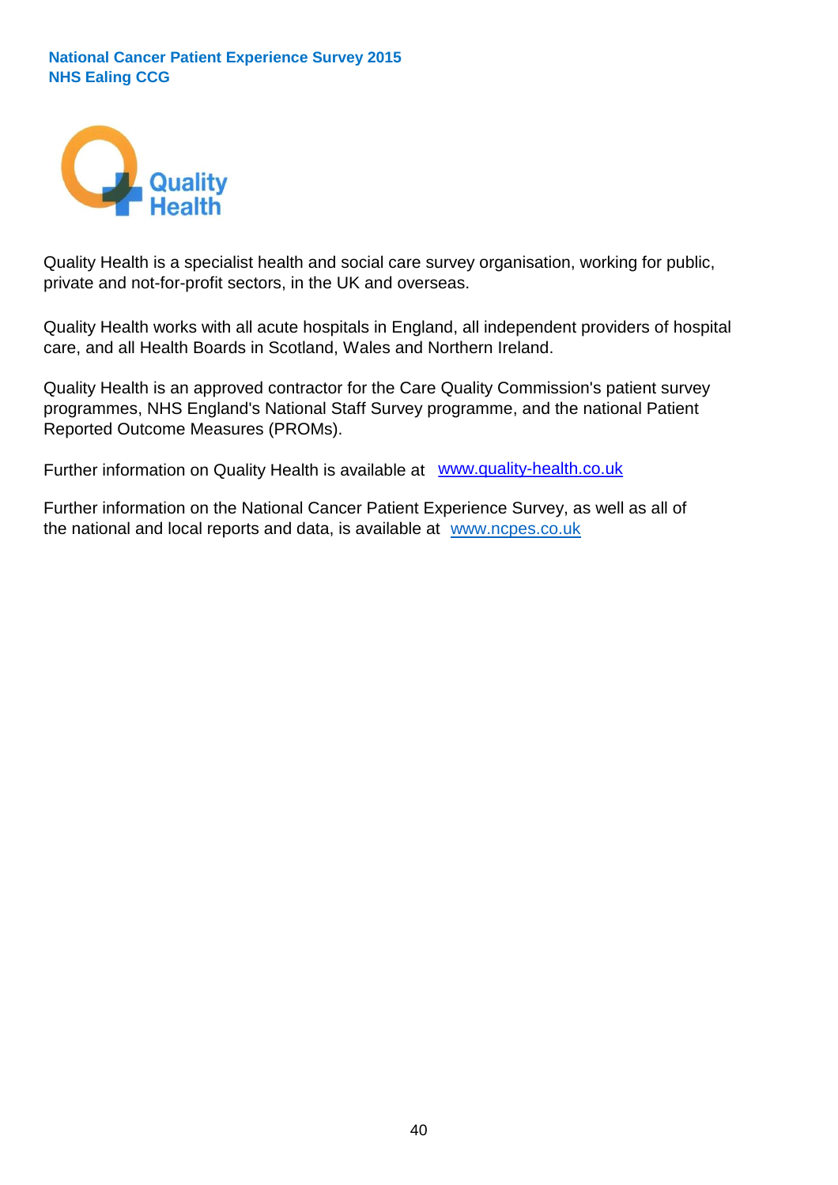Quality Health is a specialist health and social care survey organisation, working for public, private and not-for-profit sectors, in the UK and overseas.

Quality Health works with all acute hospitals in England, all independent providers of hospital care, and all Health Boards in Scotland, Wales and Northern Ireland.

Quality Health is an approved contractor for the Care Quality Commission's patient survey programmes, NHS England's National Staff Survey programme, and the national Patient Reported Outcome Measures (PROMs).

Further information on Quality Health is available at [www.quality-health.co.uk](http://www.quality-health.co.uk)

Further information on the National Cancer Patient Experience Survey, as well as all of the national and local reports and data, is available at [www.ncpes.co.uk](http://www.ncpes.co.uk)